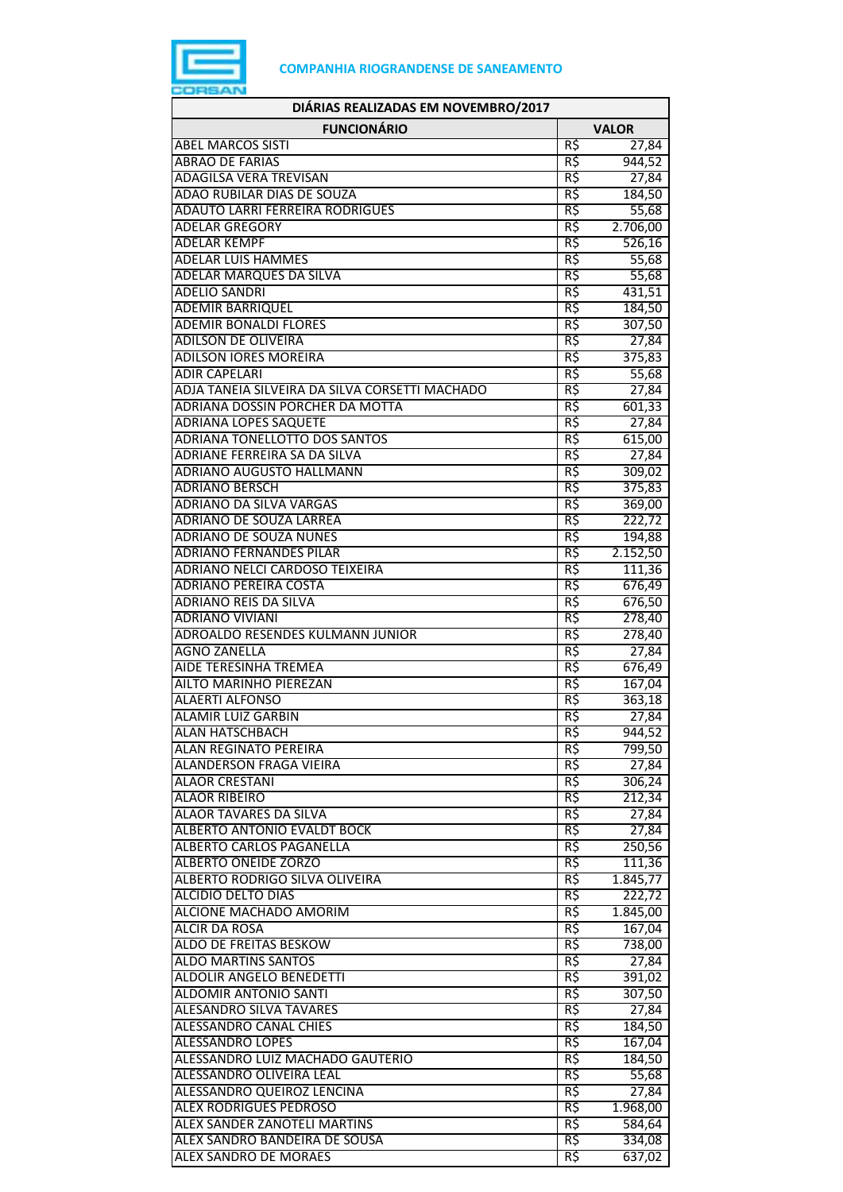**COMPANHIA RIOGRANDENSE DE SANEAMENTO**

| DIÁRIAS REALIZADAS EM NOVEMBRO/2017 | | |
|---|---|---|
| **FUNCIONÁRIO** | **VALOR** | |
| ABEL MARCOS SISTI | R$ | 27,84 |
| ABRAO DE FARIAS | R$ | 944,52 |
| ADAGILSA VERA TREVISAN | R$ | 27,84 |
| ADAO RUBILAR DIAS DE SOUZA | R$ | 184,50 |
| ADAUTO LARRI FERREIRA RODRIGUES | R$ | 55,68 |
| ADELAR GREGORY | R$ | 2.706,00 |
| ADELAR KEMPF | R$ | 526,16 |
| ADELAR LUIS HAMMES | R$ | 55,68 |
| ADELAR MARQUES DA SILVA | R$ | 55,68 |
| ADELIO SANDRI | R$ | 431,51 |
| ADEMIR BARRIQUEL | R$ | 184,50 |
| ADEMIR BONALDI FLORES | R$ | 307,50 |
| ADILSON DE OLIVEIRA | R$ | 27,84 |
| ADILSON IORES MOREIRA | R$ | 375,83 |
| ADIR CAPELARI | R$ | 55,68 |
| ADJA TANEIA SILVEIRA DA SILVA CORSETTI MACHADO | R$ | 27,84 |
| ADRIANA DOSSIN PORCHER DA MOTTA | R$ | 601,33 |
| ADRIANA LOPES SAQUETE | R$ | 27,84 |
| ADRIANA TONELLOTTO DOS SANTOS | R$ | 615,00 |
| ADRIANE FERREIRA SA DA SILVA | R$ | 27,84 |
| ADRIANO AUGUSTO HALLMANN | R$ | 309,02 |
| ADRIANO BERSCH | R$ | 375,83 |
| ADRIANO DA SILVA VARGAS | R$ | 369,00 |
| ADRIANO DE SOUZA LARREA | R$ | 222,72 |
| ADRIANO DE SOUZA NUNES | R$ | 194,88 |
| ADRIANO FERNANDES PILAR | R$ | 2.152,50 |
| ADRIANO NELCI CARDOSO TEIXEIRA | R$ | 111,36 |
| ADRIANO PEREIRA COSTA | R$ | 676,49 |
| ADRIANO REIS DA SILVA | R$ | 676,50 |
| ADRIANO VIVIANI | R$ | 278,40 |
| ADROALDO RESENDES KULMANN JUNIOR | R$ | 278,40 |
| AGNO ZANELLA | R$ | 27,84 |
| AIDE TERESINHA TREMEA | R$ | 676,49 |
| AILTO MARINHO PIEREZAN | R$ | 167,04 |
| ALAERTI ALFONSO | R$ | 363,18 |
| ALAMIR LUIZ GARBIN | R$ | 27,84 |
| ALAN HATSCHBACH | R$ | 944,52 |
| ALAN REGINATO PEREIRA | R$ | 799,50 |
| ALANDERSON FRAGA VIEIRA | R$ | 27,84 |
| ALAOR CRESTANI | R$ | 306,24 |
| ALAOR RIBEIRO | R$ | 212,34 |
| ALAOR TAVARES DA SILVA | R$ | 27,84 |
| ALBERTO ANTONIO EVALDT BOCK | R$ | 27,84 |
| ALBERTO CARLOS PAGANELLA | R$ | 250,56 |
| ALBERTO ONEIDE ZORZO | R$ | 111,36 |
| ALBERTO RODRIGO SILVA OLIVEIRA | R$ | 1.845,77 |
| ALCIDIO DELTO DIAS | R$ | 222,72 |
| ALCIONE MACHADO AMORIM | R$ | 1.845,00 |
| ALCIR DA ROSA | R$ | 167,04 |
| ALDO DE FREITAS BESKOW | R$ | 738,00 |
| ALDO MARTINS SANTOS | R$ | 27,84 |
| ALDOLIR ANGELO BENEDETTI | R$ | 391,02 |
| ALDOMIR ANTONIO SANTI | R$ | 307,50 |
| ALESANDRO SILVA TAVARES | R$ | 27,84 |
| ALESSANDRO CANAL CHIES | R$ | 184,50 |
| ALESSANDRO LOPES | R$ | 167,04 |
| ALESSANDRO LUIZ MACHADO GAUTERIO | R$ | 184,50 |
| ALESSANDRO OLIVEIRA LEAL | R$ | 55,68 |
| ALESSANDRO QUEIROZ LENCINA | R$ | 27,84 |
| ALEX RODRIGUES PEDROSO | R$ | 1.968,00 |
| ALEX SANDER ZANOTELI MARTINS | R$ | 584,64 |
| ALEX SANDRO BANDEIRA DE SOUSA | R$ | 334,08 |
| ALEX SANDRO DE MORAES | R$ | 637,02 |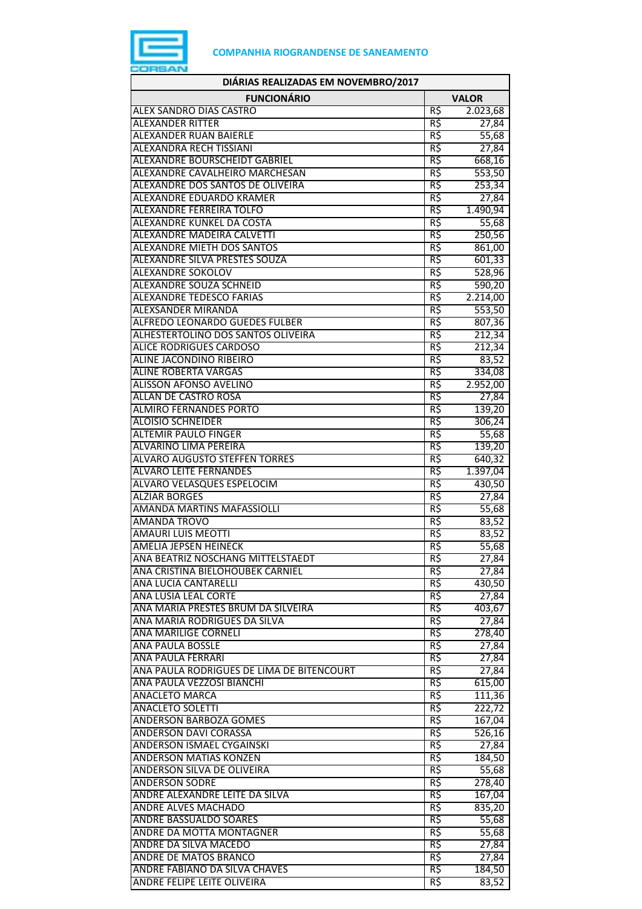**COMPANHIA RIOGRANDENSE DE SANEAMENTO**

| DIÁRIAS REALIZADAS EM NOVEMBRO/2017 | | |
|---|---|---|
| **FUNCIONÁRIO** | **VALOR** | |
| ALEX SANDRO DIAS CASTRO | R$ | 2.023,68 |
| ALEXANDER RITTER | R$ | 27,84 |
| ALEXANDER RUAN BAIERLE | R$ | 55,68 |
| ALEXANDRA RECH TISSIANI | R$ | 27,84 |
| ALEXANDRE BOURSCHEIDT GABRIEL | R$ | 668,16 |
| ALEXANDRE CAVALHEIRO MARCHESAN | R$ | 553,50 |
| ALEXANDRE DOS SANTOS DE OLIVEIRA | R$ | 253,34 |
| ALEXANDRE EDUARDO KRAMER | R$ | 27,84 |
| ALEXANDRE FERREIRA TOLFO | R$ | 1.490,94 |
| ALEXANDRE KUNKEL DA COSTA | R$ | 55,68 |
| ALEXANDRE MADEIRA CALVETTI | R$ | 250,56 |
| ALEXANDRE MIETH DOS SANTOS | R$ | 861,00 |
| ALEXANDRE SILVA PRESTES SOUZA | R$ | 601,33 |
| ALEXANDRE SOKOLOV | R$ | 528,96 |
| ALEXANDRE SOUZA SCHNEID | R$ | 590,20 |
| ALEXANDRE TEDESCO FARIAS | R$ | 2.214,00 |
| ALEXSANDER MIRANDA | R$ | 553,50 |
| ALFREDO LEONARDO GUEDES FULBER | R$ | 807,36 |
| ALHESTERTOLINO DOS SANTOS OLIVEIRA | R$ | 212,34 |
| ALICE RODRIGUES CARDOSO | R$ | 212,34 |
| ALINE JACONDINO RIBEIRO | R$ | 83,52 |
| ALINE ROBERTA VARGAS | R$ | 334,08 |
| ALISSON AFONSO AVELINO | R$ | 2.952,00 |
| ALLAN DE CASTRO ROSA | R$ | 27,84 |
| ALMIRO FERNANDES PORTO | R$ | 139,20 |
| ALOISIO SCHNEIDER | R$ | 306,24 |
| ALTEMIR PAULO FINGER | R$ | 55,68 |
| ALVARINO LIMA PEREIRA | R$ | 139,20 |
| ALVARO AUGUSTO STEFFEN TORRES | R$ | 640,32 |
| ALVARO LEITE FERNANDES | R$ | 1.397,04 |
| ALVARO VELASQUES ESPELOCIM | R$ | 430,50 |
| ALZIAR BORGES | R$ | 27,84 |
| AMANDA MARTINS MAFASSIOLLI | R$ | 55,68 |
| AMANDA TROVO | R$ | 83,52 |
| AMAURI LUIS MEOTTI | R$ | 83,52 |
| AMELIA JEPSEN HEINECK | R$ | 55,68 |
| ANA BEATRIZ NOSCHANG MITTELSTAEDT | R$ | 27,84 |
| ANA CRISTINA BIELOHOUBEK CARNIEL | R$ | 27,84 |
| ANA LUCIA CANTARELLI | R$ | 430,50 |
| ANA LUSIA LEAL CORTE | R$ | 27,84 |
| ANA MARIA PRESTES BRUM DA SILVEIRA | R$ | 403,67 |
| ANA MARIA RODRIGUES DA SILVA | R$ | 27,84 |
| ANA MARILIGE CORNELI | R$ | 278,40 |
| ANA PAULA BOSSLE | R$ | 27,84 |
| ANA PAULA FERRARI | R$ | 27,84 |
| ANA PAULA RODRIGUES DE LIMA DE BITENCOURT | R$ | 27,84 |
| ANA PAULA VEZZOSI BIANCHI | R$ | 615,00 |
| ANACLETO MARCA | R$ | 111,36 |
| ANACLETO SOLETTI | R$ | 222,72 |
| ANDERSON BARBOZA GOMES | R$ | 167,04 |
| ANDERSON DAVI CORASSA | R$ | 526,16 |
| ANDERSON ISMAEL CYGAINSKI | R$ | 27,84 |
| ANDERSON MATIAS KONZEN | R$ | 184,50 |
| ANDERSON SILVA DE OLIVEIRA | R$ | 55,68 |
| ANDERSON SODRE | R$ | 278,40 |
| ANDRE ALEXANDRE LEITE DA SILVA | R$ | 167,04 |
| ANDRE ALVES MACHADO | R$ | 835,20 |
| ANDRE BASSUALDO SOARES | R$ | 55,68 |
| ANDRE DA MOTTA MONTAGNER | R$ | 55,68 |
| ANDRE DA SILVA MACEDO | R$ | 27,84 |
| ANDRE DE MATOS BRANCO | R$ | 27,84 |
| ANDRE FABIANO DA SILVA CHAVES | R$ | 184,50 |
| ANDRE FELIPE LEITE OLIVEIRA | R$ | 83,52 |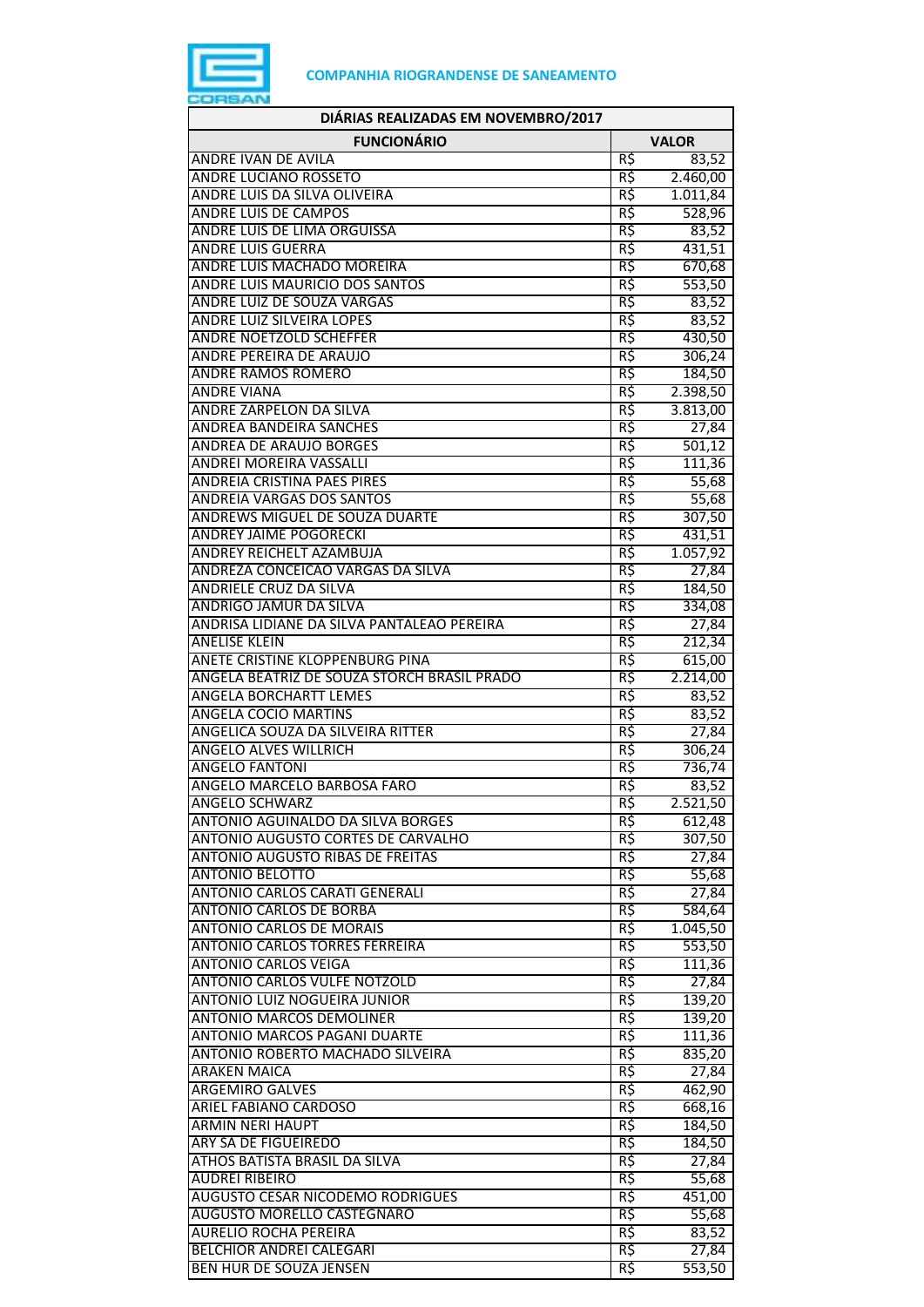**COMPANHIA RIOGRANDENSE DE SANEAMENTO**

| DIÁRIAS REALIZADAS EM NOVEMBRO/2017 | | |
|---|---|---|
| **FUNCIONÁRIO** | **VALOR** | |
| ANDRE IVAN DE AVILA | R$ | 83,52 |
| ANDRE LUCIANO ROSSETO | R$ | 2.460,00 |
| ANDRE LUIS DA SILVA OLIVEIRA | R$ | 1.011,84 |
| ANDRE LUIS DE CAMPOS | R$ | 528,96 |
| ANDRE LUIS DE LIMA ORGUISSA | R$ | 83,52 |
| ANDRE LUIS GUERRA | R$ | 431,51 |
| ANDRE LUIS MACHADO MOREIRA | R$ | 670,68 |
| ANDRE LUIS MAURICIO DOS SANTOS | R$ | 553,50 |
| ANDRE LUIZ DE SOUZA VARGAS | R$ | 83,52 |
| ANDRE LUIZ SILVEIRA LOPES | R$ | 83,52 |
| ANDRE NOETZOLD SCHEFFER | R$ | 430,50 |
| ANDRE PEREIRA DE ARAUJO | R$ | 306,24 |
| ANDRE RAMOS ROMERO | R$ | 184,50 |
| ANDRE VIANA | R$ | 2.398,50 |
| ANDRE ZARPELON DA SILVA | R$ | 3.813,00 |
| ANDREA BANDEIRA SANCHES | R$ | 27,84 |
| ANDREA DE ARAUJO BORGES | R$ | 501,12 |
| ANDREI MOREIRA VASSALLI | R$ | 111,36 |
| ANDREIA CRISTINA PAES PIRES | R$ | 55,68 |
| ANDREIA VARGAS DOS SANTOS | R$ | 55,68 |
| ANDREWS MIGUEL DE SOUZA DUARTE | R$ | 307,50 |
| ANDREY JAIME POGORECKI | R$ | 431,51 |
| ANDREY REICHELT AZAMBUJA | R$ | 1.057,92 |
| ANDREZA CONCEICAO VARGAS DA SILVA | R$ | 27,84 |
| ANDRIELE CRUZ DA SILVA | R$ | 184,50 |
| ANDRIGO JAMUR DA SILVA | R$ | 334,08 |
| ANDRISA LIDIANE DA SILVA PANTALEAO PEREIRA | R$ | 27,84 |
| ANELISE KLEIN | R$ | 212,34 |
| ANETE CRISTINE KLOPPENBURG PINA | R$ | 615,00 |
| ANGELA BEATRIZ DE SOUZA STORCH BRASIL PRADO | R$ | 2.214,00 |
| ANGELA BORCHARTT LEMES | R$ | 83,52 |
| ANGELA COCIO MARTINS | R$ | 83,52 |
| ANGELICA SOUZA DA SILVEIRA RITTER | R$ | 27,84 |
| ANGELO ALVES WILLRICH | R$ | 306,24 |
| ANGELO FANTONI | R$ | 736,74 |
| ANGELO MARCELO BARBOSA FARO | R$ | 83,52 |
| ANGELO SCHWARZ | R$ | 2.521,50 |
| ANTONIO AGUINALDO DA SILVA BORGES | R$ | 612,48 |
| ANTONIO AUGUSTO CORTES DE CARVALHO | R$ | 307,50 |
| ANTONIO AUGUSTO RIBAS DE FREITAS | R$ | 27,84 |
| ANTONIO BELOTTO | R$ | 55,68 |
| ANTONIO CARLOS CARATI GENERALI | R$ | 27,84 |
| ANTONIO CARLOS DE BORBA | R$ | 584,64 |
| ANTONIO CARLOS DE MORAIS | R$ | 1.045,50 |
| ANTONIO CARLOS TORRES FERREIRA | R$ | 553,50 |
| ANTONIO CARLOS VEIGA | R$ | 111,36 |
| ANTONIO CARLOS VULFE NOTZOLD | R$ | 27,84 |
| ANTONIO LUIZ NOGUEIRA JUNIOR | R$ | 139,20 |
| ANTONIO MARCOS DEMOLINER | R$ | 139,20 |
| ANTONIO MARCOS PAGANI DUARTE | R$ | 111,36 |
| ANTONIO ROBERTO MACHADO SILVEIRA | R$ | 835,20 |
| ARAKEN MAICA | R$ | 27,84 |
| ARGEMIRO GALVES | R$ | 462,90 |
| ARIEL FABIANO CARDOSO | R$ | 668,16 |
| ARMIN NERI HAUPT | R$ | 184,50 |
| ARY SA DE FIGUEIREDO | R$ | 184,50 |
| ATHOS BATISTA BRASIL DA SILVA | R$ | 27,84 |
| AUDREI RIBEIRO | R$ | 55,68 |
| AUGUSTO CESAR NICODEMO RODRIGUES | R$ | 451,00 |
| AUGUSTO MORELLO CASTEGNARO | R$ | 55,68 |
| AURELIO ROCHA PEREIRA | R$ | 83,52 |
| BELCHIOR ANDREI CALEGARI | R$ | 27,84 |
| BEN HUR DE SOUZA JENSEN | R$ | 553,50 |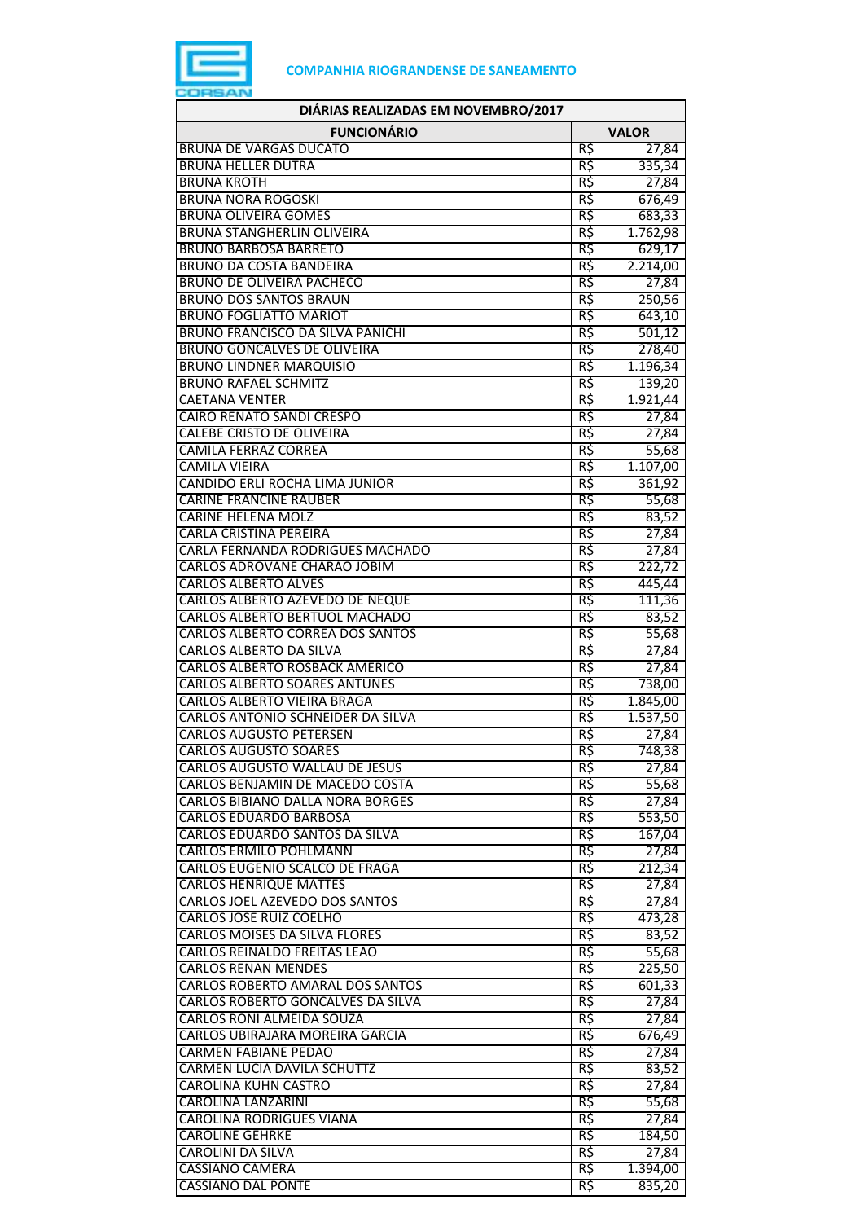COMPANHIA RIOGRANDENSE DE SANEAMENTO

| DIÁRIAS REALIZADAS EM NOVEMBRO/2017 | | |
|---|---|---|
| **FUNCIONÁRIO** | **VALOR** | |
| BRUNA DE VARGAS DUCATO | R$ | 27,84 |
| BRUNA HELLER DUTRA | R$ | 335,34 |
| BRUNA KROTH | R$ | 27,84 |
| BRUNA NORA ROGOSKI | R$ | 676,49 |
| BRUNA OLIVEIRA GOMES | R$ | 683,33 |
| BRUNA STANGHERLIN OLIVEIRA | R$ | 1.762,98 |
| BRUNO BARBOSA BARRETO | R$ | 629,17 |
| BRUNO DA COSTA BANDEIRA | R$ | 2.214,00 |
| BRUNO DE OLIVEIRA PACHECO | R$ | 27,84 |
| BRUNO DOS SANTOS BRAUN | R$ | 250,56 |
| BRUNO FOGLIATTO MARIOT | R$ | 643,10 |
| BRUNO FRANCISCO DA SILVA PANICHI | R$ | 501,12 |
| BRUNO GONCALVES DE OLIVEIRA | R$ | 278,40 |
| BRUNO LINDNER MARQUISIO | R$ | 1.196,34 |
| BRUNO RAFAEL SCHMITZ | R$ | 139,20 |
| CAETANA VENTER | R$ | 1.921,44 |
| CAIRO RENATO SANDI CRESPO | R$ | 27,84 |
| CALEBE CRISTO DE OLIVEIRA | R$ | 27,84 |
| CAMILA FERRAZ CORREA | R$ | 55,68 |
| CAMILA VIEIRA | R$ | 1.107,00 |
| CANDIDO ERLI ROCHA LIMA JUNIOR | R$ | 361,92 |
| CARINE FRANCINE RAUBER | R$ | 55,68 |
| CARINE HELENA MOLZ | R$ | 83,52 |
| CARLA CRISTINA PEREIRA | R$ | 27,84 |
| CARLA FERNANDA RODRIGUES MACHADO | R$ | 27,84 |
| CARLOS ADROVANE CHARAO JOBIM | R$ | 222,72 |
| CARLOS ALBERTO ALVES | R$ | 445,44 |
| CARLOS ALBERTO AZEVEDO DE NEQUE | R$ | 111,36 |
| CARLOS ALBERTO BERTUOL MACHADO | R$ | 83,52 |
| CARLOS ALBERTO CORREA DOS SANTOS | R$ | 55,68 |
| CARLOS ALBERTO DA SILVA | R$ | 27,84 |
| CARLOS ALBERTO ROSBACK AMERICO | R$ | 27,84 |
| CARLOS ALBERTO SOARES ANTUNES | R$ | 738,00 |
| CARLOS ALBERTO VIEIRA BRAGA | R$ | 1.845,00 |
| CARLOS ANTONIO SCHNEIDER DA SILVA | R$ | 1.537,50 |
| CARLOS AUGUSTO PETERSEN | R$ | 27,84 |
| CARLOS AUGUSTO SOARES | R$ | 748,38 |
| CARLOS AUGUSTO WALLAU DE JESUS | R$ | 27,84 |
| CARLOS BENJAMIN DE MACEDO COSTA | R$ | 55,68 |
| CARLOS BIBIANO DALLA NORA BORGES | R$ | 27,84 |
| CARLOS EDUARDO BARBOSA | R$ | 553,50 |
| CARLOS EDUARDO SANTOS DA SILVA | R$ | 167,04 |
| CARLOS ERMILO POHLMANN | R$ | 27,84 |
| CARLOS EUGENIO SCALCO DE FRAGA | R$ | 212,34 |
| CARLOS HENRIQUE MATTES | R$ | 27,84 |
| CARLOS JOEL AZEVEDO DOS SANTOS | R$ | 27,84 |
| CARLOS JOSE RUIZ COELHO | R$ | 473,28 |
| CARLOS MOISES DA SILVA FLORES | R$ | 83,52 |
| CARLOS REINALDO FREITAS LEAO | R$ | 55,68 |
| CARLOS RENAN MENDES | R$ | 225,50 |
| CARLOS ROBERTO AMARAL DOS SANTOS | R$ | 601,33 |
| CARLOS ROBERTO GONCALVES DA SILVA | R$ | 27,84 |
| CARLOS RONI ALMEIDA SOUZA | R$ | 27,84 |
| CARLOS UBIRAJARA MOREIRA GARCIA | R$ | 676,49 |
| CARMEN FABIANE PEDAO | R$ | 27,84 |
| CARMEN LUCIA DAVILA SCHUTTZ | R$ | 83,52 |
| CAROLINA KUHN CASTRO | R$ | 27,84 |
| CAROLINA LANZARINI | R$ | 55,68 |
| CAROLINA RODRIGUES VIANA | R$ | 27,84 |
| CAROLINE GEHRKE | R$ | 184,50 |
| CAROLINI DA SILVA | R$ | 27,84 |
| CASSIANO CAMERA | R$ | 1.394,00 |
| CASSIANO DAL PONTE | R$ | 835,20 |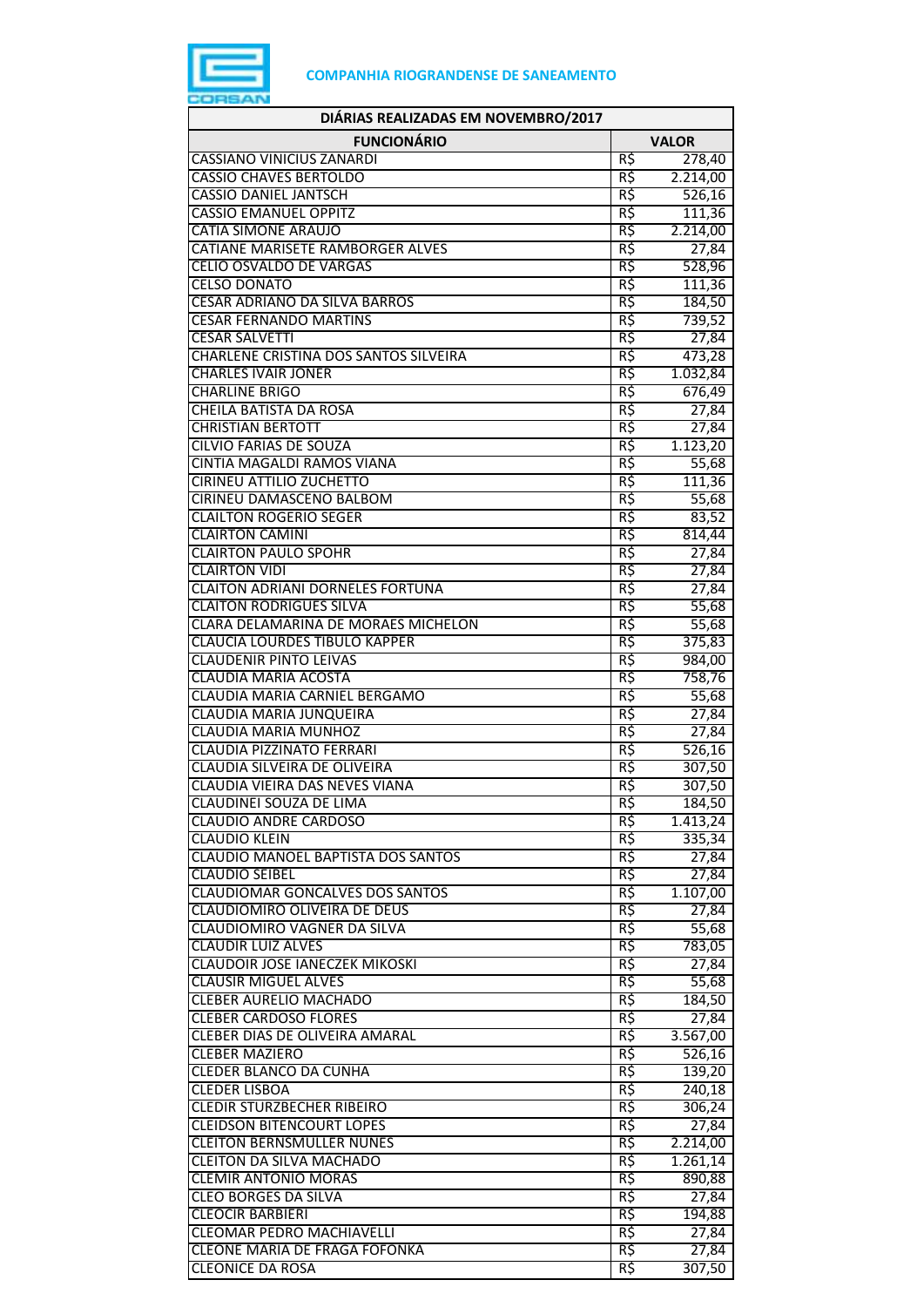**COMPANHIA RIOGRANDENSE DE SANEAMENTO**

| DIÁRIAS REALIZADAS EM NOVEMBRO/2017 | | |
|---|---|---|
| **FUNCIONÁRIO** | **VALOR** | |
| CASSIANO VINICIUS ZANARDI | R$ | 278,40 |
| CASSIO CHAVES BERTOLDO | R$ | 2.214,00 |
| CASSIO DANIEL JANTSCH | R$ | 526,16 |
| CASSIO EMANUEL OPPITZ | R$ | 111,36 |
| CATIA SIMONE ARAUJO | R$ | 2.214,00 |
| CATIANE MARISETE RAMBORGER ALVES | R$ | 27,84 |
| CELIO OSVALDO DE VARGAS | R$ | 528,96 |
| CELSO DONATO | R$ | 111,36 |
| CESAR ADRIANO DA SILVA BARROS | R$ | 184,50 |
| CESAR FERNANDO MARTINS | R$ | 739,52 |
| CESAR SALVETTI | R$ | 27,84 |
| CHARLENE CRISTINA DOS SANTOS SILVEIRA | R$ | 473,28 |
| CHARLES IVAIR JONER | R$ | 1.032,84 |
| CHARLINE BRIGO | R$ | 676,49 |
| CHEILA BATISTA DA ROSA | R$ | 27,84 |
| CHRISTIAN BERTOTT | R$ | 27,84 |
| CILVIO FARIAS DE SOUZA | R$ | 1.123,20 |
| CINTIA MAGALDI RAMOS VIANA | R$ | 55,68 |
| CIRINEU ATTILIO ZUCHETTO | R$ | 111,36 |
| CIRINEU DAMASCENO BALBOM | R$ | 55,68 |
| CLAILTON ROGERIO SEGER | R$ | 83,52 |
| CLAIRTON CAMINI | R$ | 814,44 |
| CLAIRTON PAULO SPOHR | R$ | 27,84 |
| CLAIRTON VIDI | R$ | 27,84 |
| CLAITON ADRIANI DORNELES FORTUNA | R$ | 27,84 |
| CLAITON RODRIGUES SILVA | R$ | 55,68 |
| CLARA DELAMARINA DE MORAES MICHELON | R$ | 55,68 |
| CLAUCIA LOURDES TIBULO KAPPER | R$ | 375,83 |
| CLAUDENIR PINTO LEIVAS | R$ | 984,00 |
| CLAUDIA MARIA ACOSTA | R$ | 758,76 |
| CLAUDIA MARIA CARNIEL BERGAMO | R$ | 55,68 |
| CLAUDIA MARIA JUNQUEIRA | R$ | 27,84 |
| CLAUDIA MARIA MUNHOZ | R$ | 27,84 |
| CLAUDIA PIZZINATO FERRARI | R$ | 526,16 |
| CLAUDIA SILVEIRA DE OLIVEIRA | R$ | 307,50 |
| CLAUDIA VIEIRA DAS NEVES VIANA | R$ | 307,50 |
| CLAUDINEI SOUZA DE LIMA | R$ | 184,50 |
| CLAUDIO ANDRE CARDOSO | R$ | 1.413,24 |
| CLAUDIO KLEIN | R$ | 335,34 |
| CLAUDIO MANOEL BAPTISTA DOS SANTOS | R$ | 27,84 |
| CLAUDIO SEIBEL | R$ | 27,84 |
| CLAUDIOMAR GONCALVES DOS SANTOS | R$ | 1.107,00 |
| CLAUDIOMIRO OLIVEIRA DE DEUS | R$ | 27,84 |
| CLAUDIOMIRO VAGNER DA SILVA | R$ | 55,68 |
| CLAUDIR LUIZ ALVES | R$ | 783,05 |
| CLAUDOIR JOSE IANECZEK MIKOSKI | R$ | 27,84 |
| CLAUSIR MIGUEL ALVES | R$ | 55,68 |
| CLEBER AURELIO MACHADO | R$ | 184,50 |
| CLEBER CARDOSO FLORES | R$ | 27,84 |
| CLEBER DIAS DE OLIVEIRA AMARAL | R$ | 3.567,00 |
| CLEBER MAZIERO | R$ | 526,16 |
| CLEDER BLANCO DA CUNHA | R$ | 139,20 |
| CLEDER LISBOA | R$ | 240,18 |
| CLEDIR STURZBECHER RIBEIRO | R$ | 306,24 |
| CLEIDSON BITENCOURT LOPES | R$ | 27,84 |
| CLEITON BERNSMULLER NUNES | R$ | 2.214,00 |
| CLEITON DA SILVA MACHADO | R$ | 1.261,14 |
| CLEMIR ANTONIO MORAS | R$ | 890,88 |
| CLEO BORGES DA SILVA | R$ | 27,84 |
| CLEOCIR BARBIERI | R$ | 194,88 |
| CLEOMAR PEDRO MACHIAVELLI | R$ | 27,84 |
| CLEONE MARIA DE FRAGA FOFONKA | R$ | 27,84 |
| CLEONICE DA ROSA | R$ | 307,50 |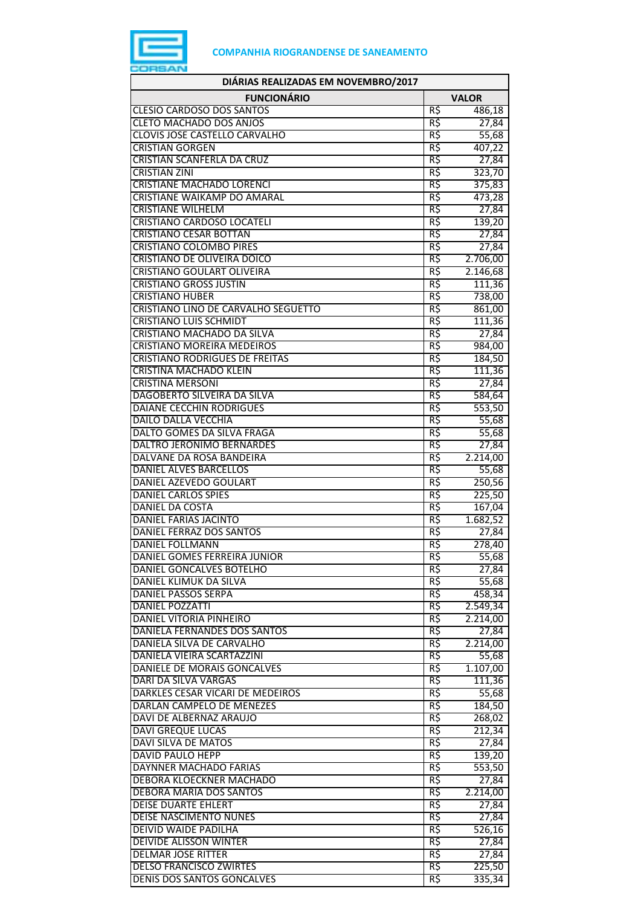**COMPANHIA RIOGRANDENSE DE SANEAMENTO**

| DIÁRIAS REALIZADAS EM NOVEMBRO/2017 | | |
|---|---|---|
| **FUNCIONÁRIO** | **VALOR** | |
| CLESIO CARDOSO DOS SANTOS | R$ | 486,18 |
| CLETO MACHADO DOS ANJOS | R$ | 27,84 |
| CLOVIS JOSE CASTELLO CARVALHO | R$ | 55,68 |
| CRISTIAN GORGEN | R$ | 407,22 |
| CRISTIAN SCANFERLA DA CRUZ | R$ | 27,84 |
| CRISTIAN ZINI | R$ | 323,70 |
| CRISTIANE MACHADO LORENCI | R$ | 375,83 |
| CRISTIANE WAIKAMP DO AMARAL | R$ | 473,28 |
| CRISTIANE WILHELM | R$ | 27,84 |
| CRISTIANO CARDOSO LOCATELI | R$ | 139,20 |
| CRISTIANO CESAR BOTTAN | R$ | 27,84 |
| CRISTIANO COLOMBO PIRES | R$ | 27,84 |
| CRISTIANO DE OLIVEIRA DOICO | R$ | 2.706,00 |
| CRISTIANO GOULART OLIVEIRA | R$ | 2.146,68 |
| CRISTIANO GROSS JUSTIN | R$ | 111,36 |
| CRISTIANO HUBER | R$ | 738,00 |
| CRISTIANO LINO DE CARVALHO SEGUETTO | R$ | 861,00 |
| CRISTIANO LUIS SCHMIDT | R$ | 111,36 |
| CRISTIANO MACHADO DA SILVA | R$ | 27,84 |
| CRISTIANO MOREIRA MEDEIROS | R$ | 984,00 |
| CRISTIANO RODRIGUES DE FREITAS | R$ | 184,50 |
| CRISTINA MACHADO KLEIN | R$ | 111,36 |
| CRISTINA MERSONI | R$ | 27,84 |
| DAGOBERTO SILVEIRA DA SILVA | R$ | 584,64 |
| DAIANE CECCHIN RODRIGUES | R$ | 553,50 |
| DAILO DALLA VECCHIA | R$ | 55,68 |
| DALTO GOMES DA SILVA FRAGA | R$ | 55,68 |
| DALTRO JERONIMO BERNARDES | R$ | 27,84 |
| DALVANE DA ROSA BANDEIRA | R$ | 2.214,00 |
| DANIEL ALVES BARCELLOS | R$ | 55,68 |
| DANIEL AZEVEDO GOULART | R$ | 250,56 |
| DANIEL CARLOS SPIES | R$ | 225,50 |
| DANIEL DA COSTA | R$ | 167,04 |
| DANIEL FARIAS JACINTO | R$ | 1.682,52 |
| DANIEL FERRAZ DOS SANTOS | R$ | 27,84 |
| DANIEL FOLLMANN | R$ | 278,40 |
| DANIEL GOMES FERREIRA JUNIOR | R$ | 55,68 |
| DANIEL GONCALVES BOTELHO | R$ | 27,84 |
| DANIEL KLIMUK DA SILVA | R$ | 55,68 |
| DANIEL PASSOS SERPA | R$ | 458,34 |
| DANIEL POZZATTI | R$ | 2.549,34 |
| DANIEL VITORIA PINHEIRO | R$ | 2.214,00 |
| DANIELA FERNANDES DOS SANTOS | R$ | 27,84 |
| DANIELA SILVA DE CARVALHO | R$ | 2.214,00 |
| DANIELA VIEIRA SCARTAZZINI | R$ | 55,68 |
| DANIELE DE MORAIS GONCALVES | R$ | 1.107,00 |
| DARI DA SILVA VARGAS | R$ | 111,36 |
| DARKLES CESAR VICARI DE MEDEIROS | R$ | 55,68 |
| DARLAN CAMPELO DE MENEZES | R$ | 184,50 |
| DAVI DE ALBERNAZ ARAUJO | R$ | 268,02 |
| DAVI GREQUE LUCAS | R$ | 212,34 |
| DAVI SILVA DE MATOS | R$ | 27,84 |
| DAVID PAULO HEPP | R$ | 139,20 |
| DAYNNER MACHADO FARIAS | R$ | 553,50 |
| DEBORA KLOECKNER MACHADO | R$ | 27,84 |
| DEBORA MARIA DOS SANTOS | R$ | 2.214,00 |
| DEISE DUARTE EHLERT | R$ | 27,84 |
| DEISE NASCIMENTO NUNES | R$ | 27,84 |
| DEIVID WAIDE PADILHA | R$ | 526,16 |
| DEIVIDE ALISSON WINTER | R$ | 27,84 |
| DELMAR JOSE RITTER | R$ | 27,84 |
| DELSO FRANCISCO ZWIRTES | R$ | 225,50 |
| DENIS DOS SANTOS GONCALVES | R$ | 335,34 |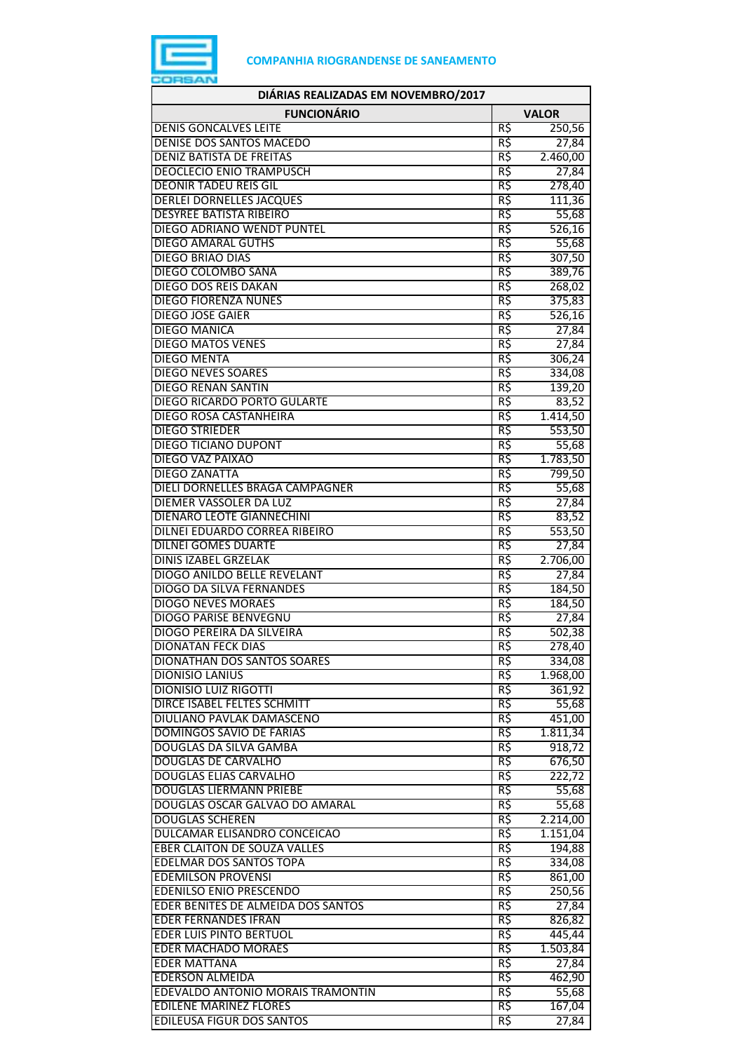COMPANHIA RIOGRANDENSE DE SANEAMENTO

| DIÁRIAS REALIZADAS EM NOVEMBRO/2017 | | |
|---|---|---|
| **FUNCIONÁRIO** | **VALOR** | |
| DENIS GONCALVES LEITE | R$ | 250,56 |
| DENISE DOS SANTOS MACEDO | R$ | 27,84 |
| DENIZ BATISTA DE FREITAS | R$ | 2.460,00 |
| DEOCLECIO ENIO TRAMPUSCH | R$ | 27,84 |
| DEONIR TADEU REIS GIL | R$ | 278,40 |
| DERLEI DORNELLES JACQUES | R$ | 111,36 |
| DESYREE BATISTA RIBEIRO | R$ | 55,68 |
| DIEGO ADRIANO WENDT PUNTEL | R$ | 526,16 |
| DIEGO AMARAL GUTHS | R$ | 55,68 |
| DIEGO BRIAO DIAS | R$ | 307,50 |
| DIEGO COLOMBO SANA | R$ | 389,76 |
| DIEGO DOS REIS DAKAN | R$ | 268,02 |
| DIEGO FIORENZA NUNES | R$ | 375,83 |
| DIEGO JOSE GAIER | R$ | 526,16 |
| DIEGO MANICA | R$ | 27,84 |
| DIEGO MATOS VENES | R$ | 27,84 |
| DIEGO MENTA | R$ | 306,24 |
| DIEGO NEVES SOARES | R$ | 334,08 |
| DIEGO RENAN SANTIN | R$ | 139,20 |
| DIEGO RICARDO PORTO GULARTE | R$ | 83,52 |
| DIEGO ROSA CASTANHEIRA | R$ | 1.414,50 |
| DIEGO STRIEDER | R$ | 553,50 |
| DIEGO TICIANO DUPONT | R$ | 55,68 |
| DIEGO VAZ PAIXAO | R$ | 1.783,50 |
| DIEGO ZANATTA | R$ | 799,50 |
| DIELI DORNELLES BRAGA CAMPAGNER | R$ | 55,68 |
| DIEMER VASSOLER DA LUZ | R$ | 27,84 |
| DIENARO LEOTE GIANNECHINI | R$ | 83,52 |
| DILNEI EDUARDO CORREA RIBEIRO | R$ | 553,50 |
| DILNEI GOMES DUARTE | R$ | 27,84 |
| DINIS IZABEL GRZELAK | R$ | 2.706,00 |
| DIOGO ANILDO BELLE REVELANT | R$ | 27,84 |
| DIOGO DA SILVA FERNANDES | R$ | 184,50 |
| DIOGO NEVES MORAES | R$ | 184,50 |
| DIOGO PARISE BENVEGNU | R$ | 27,84 |
| DIOGO PEREIRA DA SILVEIRA | R$ | 502,38 |
| DIONATAN FECK DIAS | R$ | 278,40 |
| DIONATHAN DOS SANTOS SOARES | R$ | 334,08 |
| DIONISIO LANIUS | R$ | 1.968,00 |
| DIONISIO LUIZ RIGOTTI | R$ | 361,92 |
| DIRCE ISABEL FELTES SCHMITT | R$ | 55,68 |
| DIULIANO PAVLAK DAMASCENO | R$ | 451,00 |
| DOMINGOS SAVIO DE FARIAS | R$ | 1.811,34 |
| DOUGLAS DA SILVA GAMBA | R$ | 918,72 |
| DOUGLAS DE CARVALHO | R$ | 676,50 |
| DOUGLAS ELIAS CARVALHO | R$ | 222,72 |
| DOUGLAS LIERMANN PRIEBE | R$ | 55,68 |
| DOUGLAS OSCAR GALVAO DO AMARAL | R$ | 55,68 |
| DOUGLAS SCHEREN | R$ | 2.214,00 |
| DULCAMAR ELISANDRO CONCEICAO | R$ | 1.151,04 |
| EBER CLAITON DE SOUZA VALLES | R$ | 194,88 |
| EDELMAR DOS SANTOS TOPA | R$ | 334,08 |
| EDEMILSON PROVENSI | R$ | 861,00 |
| EDENILSO ENIO PRESCENDO | R$ | 250,56 |
| EDER BENITES DE ALMEIDA DOS SANTOS | R$ | 27,84 |
| EDER FERNANDES IFRAN | R$ | 826,82 |
| EDER LUIS PINTO BERTUOL | R$ | 445,44 |
| EDER MACHADO MORAES | R$ | 1.503,84 |
| EDER MATTANA | R$ | 27,84 |
| EDERSON ALMEIDA | R$ | 462,90 |
| EDEVALDO ANTONIO MORAIS TRAMONTIN | R$ | 55,68 |
| EDILENE MARINEZ FLORES | R$ | 167,04 |
| EDILEUSA FIGUR DOS SANTOS | R$ | 27,84 |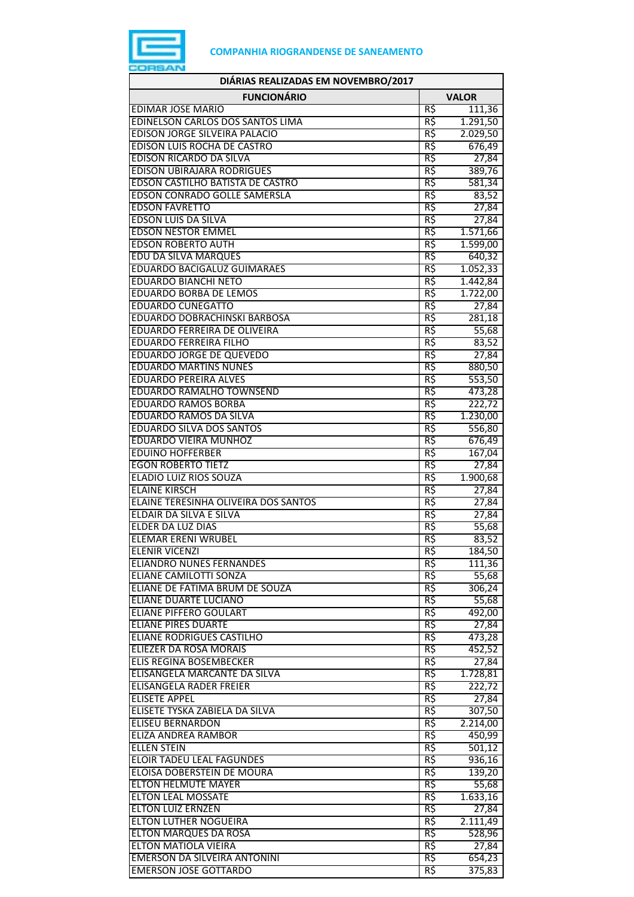**COMPANHIA RIOGRANDENSE DE SANEAMENTO**

| DIÁRIAS REALIZADAS EM NOVEMBRO/2017 | | |
|---|---|---|
| **FUNCIONÁRIO** | **VALOR** | |
| EDIMAR JOSE MARIO | R$ | 111,36 |
| EDINELSON CARLOS DOS SANTOS LIMA | R$ | 1.291,50 |
| EDISON JORGE SILVEIRA PALACIO | R$ | 2.029,50 |
| EDISON LUIS ROCHA DE CASTRO | R$ | 676,49 |
| EDISON RICARDO DA SILVA | R$ | 27,84 |
| EDISON UBIRAJARA RODRIGUES | R$ | 389,76 |
| EDSON CASTILHO BATISTA DE CASTRO | R$ | 581,34 |
| EDSON CONRADO GOLLE SAMERSLA | R$ | 83,52 |
| EDSON FAVRETTO | R$ | 27,84 |
| EDSON LUIS DA SILVA | R$ | 27,84 |
| EDSON NESTOR EMMEL | R$ | 1.571,66 |
| EDSON ROBERTO AUTH | R$ | 1.599,00 |
| EDU DA SILVA MARQUES | R$ | 640,32 |
| EDUARDO BACIGALUZ GUIMARAES | R$ | 1.052,33 |
| EDUARDO BIANCHI NETO | R$ | 1.442,84 |
| EDUARDO BORBA DE LEMOS | R$ | 1.722,00 |
| EDUARDO CUNEGATTO | R$ | 27,84 |
| EDUARDO DOBRACHINSKI BARBOSA | R$ | 281,18 |
| EDUARDO FERREIRA DE OLIVEIRA | R$ | 55,68 |
| EDUARDO FERREIRA FILHO | R$ | 83,52 |
| EDUARDO JORGE DE QUEVEDO | R$ | 27,84 |
| EDUARDO MARTINS NUNES | R$ | 880,50 |
| EDUARDO PEREIRA ALVES | R$ | 553,50 |
| EDUARDO RAMALHO TOWNSEND | R$ | 473,28 |
| EDUARDO RAMOS BORBA | R$ | 222,72 |
| EDUARDO RAMOS DA SILVA | R$ | 1.230,00 |
| EDUARDO SILVA DOS SANTOS | R$ | 556,80 |
| EDUARDO VIEIRA MUNHOZ | R$ | 676,49 |
| EDUINO HOFFERBER | R$ | 167,04 |
| EGON ROBERTO TIETZ | R$ | 27,84 |
| ELADIO LUIZ RIOS SOUZA | R$ | 1.900,68 |
| ELAINE KIRSCH | R$ | 27,84 |
| ELAINE TERESINHA OLIVEIRA DOS SANTOS | R$ | 27,84 |
| ELDAIR DA SILVA E SILVA | R$ | 27,84 |
| ELDER DA LUZ DIAS | R$ | 55,68 |
| ELEMAR ERENI WRUBEL | R$ | 83,52 |
| ELENIR VICENZI | R$ | 184,50 |
| ELIANDRO NUNES FERNANDES | R$ | 111,36 |
| ELIANE CAMILOTTI SONZA | R$ | 55,68 |
| ELIANE DE FATIMA BRUM DE SOUZA | R$ | 306,24 |
| ELIANE DUARTE LUCIANO | R$ | 55,68 |
| ELIANE PIFFERO GOULART | R$ | 492,00 |
| ELIANE PIRES DUARTE | R$ | 27,84 |
| ELIANE RODRIGUES CASTILHO | R$ | 473,28 |
| ELIEZER DA ROSA MORAIS | R$ | 452,52 |
| ELIS REGINA BOSEMBECKER | R$ | 27,84 |
| ELISANGELA MARCANTE DA SILVA | R$ | 1.728,81 |
| ELISANGELA RADER FREIER | R$ | 222,72 |
| ELISETE APPEL | R$ | 27,84 |
| ELISETE TYSKA ZABIELA DA SILVA | R$ | 307,50 |
| ELISEU BERNARDON | R$ | 2.214,00 |
| ELIZA ANDREA RAMBOR | R$ | 450,99 |
| ELLEN STEIN | R$ | 501,12 |
| ELOIR TADEU LEAL FAGUNDES | R$ | 936,16 |
| ELOISA DOBERSTEIN DE MOURA | R$ | 139,20 |
| ELTON HELMUTE MAYER | R$ | 55,68 |
| ELTON LEAL MOSSATE | R$ | 1.633,16 |
| ELTON LUIZ ERNZEN | R$ | 27,84 |
| ELTON LUTHER NOGUEIRA | R$ | 2.111,49 |
| ELTON MARQUES DA ROSA | R$ | 528,96 |
| ELTON MATIOLA VIEIRA | R$ | 27,84 |
| EMERSON DA SILVEIRA ANTONINI | R$ | 654,23 |
| EMERSON JOSE GOTTARDO | R$ | 375,83 |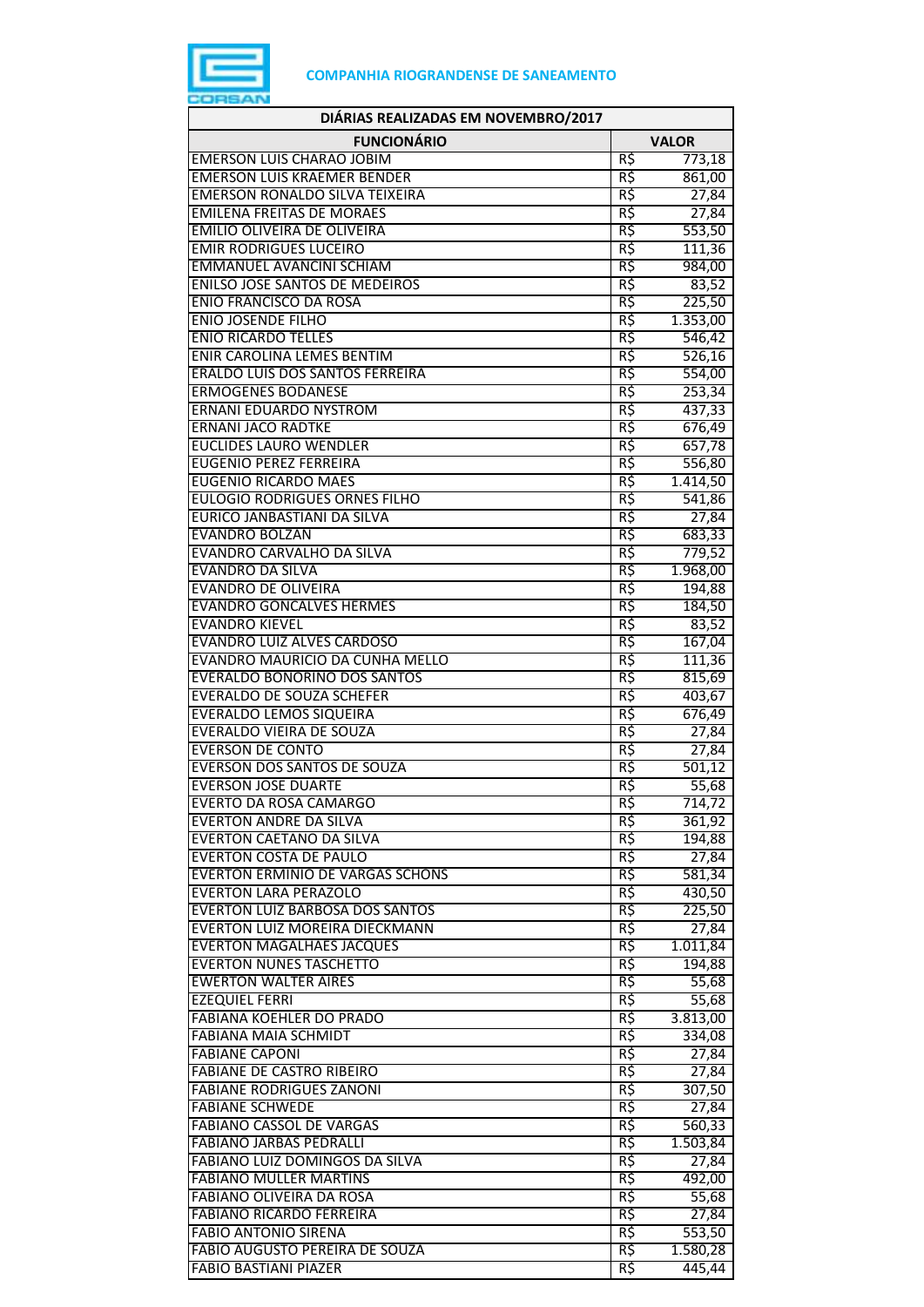COMPANHIA RIOGRANDENSE DE SANEAMENTO

| DIÁRIAS REALIZADAS EM NOVEMBRO/2017 | | |
|---|---|---|
| **FUNCIONÁRIO** | **VALOR** | |
| EMERSON LUIS CHARAO JOBIM | R$ | 773,18 |
| EMERSON LUIS KRAEMER BENDER | R$ | 861,00 |
| EMERSON RONALDO SILVA TEIXEIRA | R$ | 27,84 |
| EMILENA FREITAS DE MORAES | R$ | 27,84 |
| EMILIO OLIVEIRA DE OLIVEIRA | R$ | 553,50 |
| EMIR RODRIGUES LUCEIRO | R$ | 111,36 |
| EMMANUEL AVANCINI SCHIAM | R$ | 984,00 |
| ENILSO JOSE SANTOS DE MEDEIROS | R$ | 83,52 |
| ENIO FRANCISCO DA ROSA | R$ | 225,50 |
| ENIO JOSENDE FILHO | R$ | 1.353,00 |
| ENIO RICARDO TELLES | R$ | 546,42 |
| ENIR CAROLINA LEMES BENTIM | R$ | 526,16 |
| ERALDO LUIS DOS SANTOS FERREIRA | R$ | 554,00 |
| ERMOGENES BODANESE | R$ | 253,34 |
| ERNANI EDUARDO NYSTROM | R$ | 437,33 |
| ERNANI JACO RADTKE | R$ | 676,49 |
| EUCLIDES LAURO WENDLER | R$ | 657,78 |
| EUGENIO PEREZ FERREIRA | R$ | 556,80 |
| EUGENIO RICARDO MAES | R$ | 1.414,50 |
| EULOGIO RODRIGUES ORNES FILHO | R$ | 541,86 |
| EURICO JANBASTIANI DA SILVA | R$ | 27,84 |
| EVANDRO BOLZAN | R$ | 683,33 |
| EVANDRO CARVALHO DA SILVA | R$ | 779,52 |
| EVANDRO DA SILVA | R$ | 1.968,00 |
| EVANDRO DE OLIVEIRA | R$ | 194,88 |
| EVANDRO GONCALVES HERMES | R$ | 184,50 |
| EVANDRO KIEVEL | R$ | 83,52 |
| EVANDRO LUIZ ALVES CARDOSO | R$ | 167,04 |
| EVANDRO MAURICIO DA CUNHA MELLO | R$ | 111,36 |
| EVERALDO BONORINO DOS SANTOS | R$ | 815,69 |
| EVERALDO DE SOUZA SCHEFER | R$ | 403,67 |
| EVERALDO LEMOS SIQUEIRA | R$ | 676,49 |
| EVERALDO VIEIRA DE SOUZA | R$ | 27,84 |
| EVERSON DE CONTO | R$ | 27,84 |
| EVERSON DOS SANTOS DE SOUZA | R$ | 501,12 |
| EVERSON JOSE DUARTE | R$ | 55,68 |
| EVERTO DA ROSA CAMARGO | R$ | 714,72 |
| EVERTON ANDRE DA SILVA | R$ | 361,92 |
| EVERTON CAETANO DA SILVA | R$ | 194,88 |
| EVERTON COSTA DE PAULO | R$ | 27,84 |
| EVERTON ERMINIO DE VARGAS SCHONS | R$ | 581,34 |
| EVERTON LARA PERAZOLO | R$ | 430,50 |
| EVERTON LUIZ BARBOSA DOS SANTOS | R$ | 225,50 |
| EVERTON LUIZ MOREIRA DIECKMANN | R$ | 27,84 |
| EVERTON MAGALHAES JACQUES | R$ | 1.011,84 |
| EVERTON NUNES TASCHETTO | R$ | 194,88 |
| EWERTON WALTER AIRES | R$ | 55,68 |
| EZEQUIEL FERRI | R$ | 55,68 |
| FABIANA KOEHLER DO PRADO | R$ | 3.813,00 |
| FABIANA MAIA SCHMIDT | R$ | 334,08 |
| FABIANE CAPONI | R$ | 27,84 |
| FABIANE DE CASTRO RIBEIRO | R$ | 27,84 |
| FABIANE RODRIGUES ZANONI | R$ | 307,50 |
| FABIANE SCHWEDE | R$ | 27,84 |
| FABIANO CASSOL DE VARGAS | R$ | 560,33 |
| FABIANO JARBAS PEDRALLI | R$ | 1.503,84 |
| FABIANO LUIZ DOMINGOS DA SILVA | R$ | 27,84 |
| FABIANO MULLER MARTINS | R$ | 492,00 |
| FABIANO OLIVEIRA DA ROSA | R$ | 55,68 |
| FABIANO RICARDO FERREIRA | R$ | 27,84 |
| FABIO ANTONIO SIRENA | R$ | 553,50 |
| FABIO AUGUSTO PEREIRA DE SOUZA | R$ | 1.580,28 |
| FABIO BASTIANI PIAZER | R$ | 445,44 |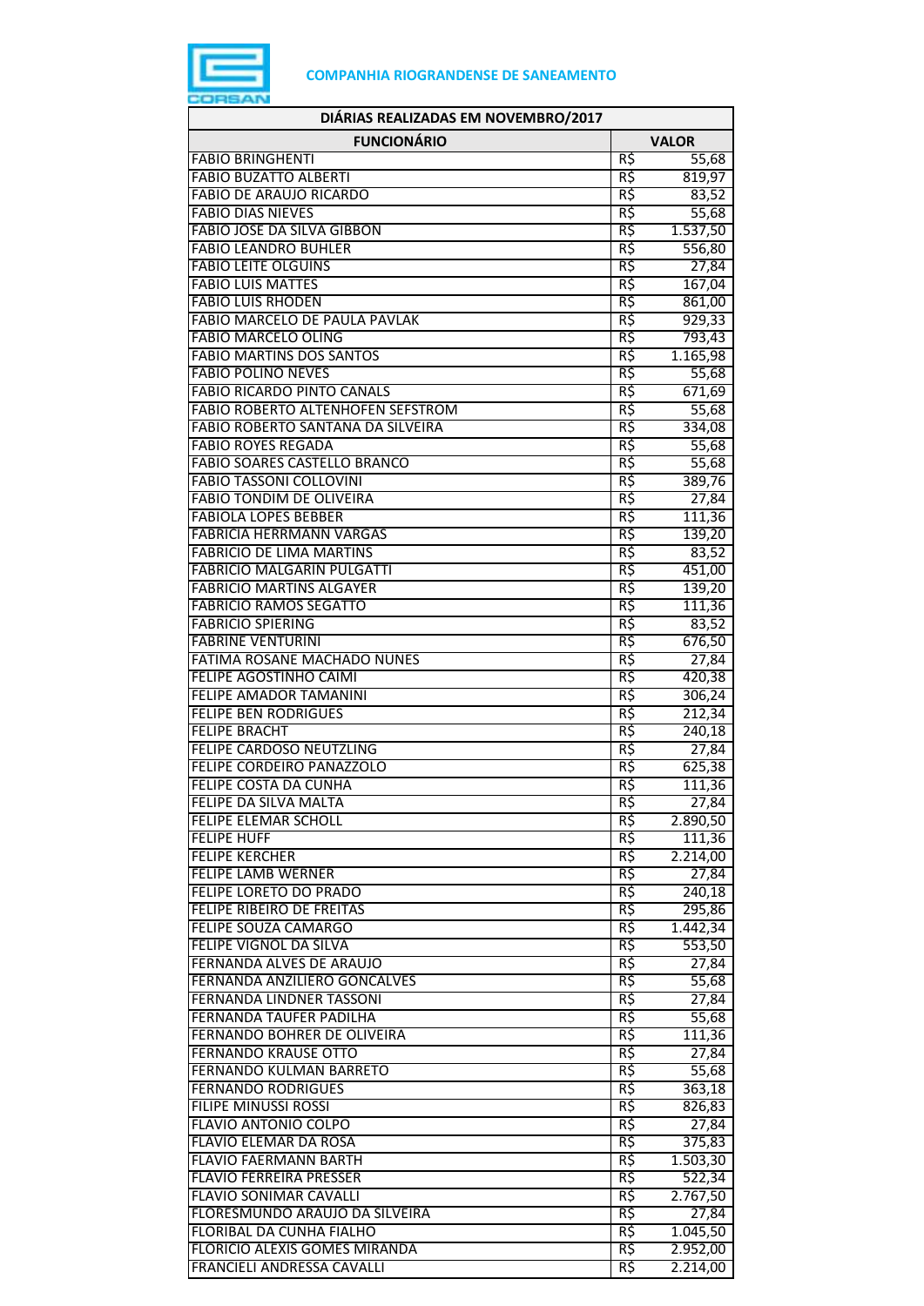COMPANHIA RIOGRANDENSE DE SANEAMENTO

| DIÁRIAS REALIZADAS EM NOVEMBRO/2017 | | |
|---|---|---|
| **FUNCIONÁRIO** | **VALOR** | |
| FABIO BRINGHENTI | R$ | 55,68 |
| FABIO BUZATTO ALBERTI | R$ | 819,97 |
| FABIO DE ARAUJO RICARDO | R$ | 83,52 |
| FABIO DIAS NIEVES | R$ | 55,68 |
| FABIO JOSE DA SILVA GIBBON | R$ | 1.537,50 |
| FABIO LEANDRO BUHLER | R$ | 556,80 |
| FABIO LEITE OLGUINS | R$ | 27,84 |
| FABIO LUIS MATTES | R$ | 167,04 |
| FABIO LUIS RHODEN | R$ | 861,00 |
| FABIO MARCELO DE PAULA PAVLAK | R$ | 929,33 |
| FABIO MARCELO OLING | R$ | 793,43 |
| FABIO MARTINS DOS SANTOS | R$ | 1.165,98 |
| FABIO POLINO NEVES | R$ | 55,68 |
| FABIO RICARDO PINTO CANALS | R$ | 671,69 |
| FABIO ROBERTO ALTENHOFEN SEFSTROM | R$ | 55,68 |
| FABIO ROBERTO SANTANA DA SILVEIRA | R$ | 334,08 |
| FABIO ROYES REGADA | R$ | 55,68 |
| FABIO SOARES CASTELLO BRANCO | R$ | 55,68 |
| FABIO TASSONI COLLOVINI | R$ | 389,76 |
| FABIO TONDIM DE OLIVEIRA | R$ | 27,84 |
| FABIOLA LOPES BEBBER | R$ | 111,36 |
| FABRICIA HERRMANN VARGAS | R$ | 139,20 |
| FABRICIO DE LIMA MARTINS | R$ | 83,52 |
| FABRICIO MALGARIN PULGATTI | R$ | 451,00 |
| FABRICIO MARTINS ALGAYER | R$ | 139,20 |
| FABRICIO RAMOS SEGATTO | R$ | 111,36 |
| FABRICIO SPIERING | R$ | 83,52 |
| FABRINE VENTURINI | R$ | 676,50 |
| FATIMA ROSANE MACHADO NUNES | R$ | 27,84 |
| FELIPE AGOSTINHO CAIMI | R$ | 420,38 |
| FELIPE AMADOR TAMANINI | R$ | 306,24 |
| FELIPE BEN RODRIGUES | R$ | 212,34 |
| FELIPE BRACHT | R$ | 240,18 |
| FELIPE CARDOSO NEUTZLING | R$ | 27,84 |
| FELIPE CORDEIRO PANAZZOLO | R$ | 625,38 |
| FELIPE COSTA DA CUNHA | R$ | 111,36 |
| FELIPE DA SILVA MALTA | R$ | 27,84 |
| FELIPE ELEMAR SCHOLL | R$ | 2.890,50 |
| FELIPE HUFF | R$ | 111,36 |
| FELIPE KERCHER | R$ | 2.214,00 |
| FELIPE LAMB WERNER | R$ | 27,84 |
| FELIPE LORETO DO PRADO | R$ | 240,18 |
| FELIPE RIBEIRO DE FREITAS | R$ | 295,86 |
| FELIPE SOUZA CAMARGO | R$ | 1.442,34 |
| FELIPE VIGNOL DA SILVA | R$ | 553,50 |
| FERNANDA ALVES DE ARAUJO | R$ | 27,84 |
| FERNANDA ANZILIERO GONCALVES | R$ | 55,68 |
| FERNANDA LINDNER TASSONI | R$ | 27,84 |
| FERNANDA TAUFER PADILHA | R$ | 55,68 |
| FERNANDO BOHRER DE OLIVEIRA | R$ | 111,36 |
| FERNANDO KRAUSE OTTO | R$ | 27,84 |
| FERNANDO KULMAN BARRETO | R$ | 55,68 |
| FERNANDO RODRIGUES | R$ | 363,18 |
| FILIPE MINUSSI ROSSI | R$ | 826,83 |
| FLAVIO ANTONIO COLPO | R$ | 27,84 |
| FLAVIO ELEMAR DA ROSA | R$ | 375,83 |
| FLAVIO FAERMANN BARTH | R$ | 1.503,30 |
| FLAVIO FERREIRA PRESSER | R$ | 522,34 |
| FLAVIO SONIMAR CAVALLI | R$ | 2.767,50 |
| FLORESMUNDO ARAUJO DA SILVEIRA | R$ | 27,84 |
| FLORIBAL DA CUNHA FIALHO | R$ | 1.045,50 |
| FLORICIO ALEXIS GOMES MIRANDA | R$ | 2.952,00 |
| FRANCIELI ANDRESSA CAVALLI | R$ | 2.214,00 |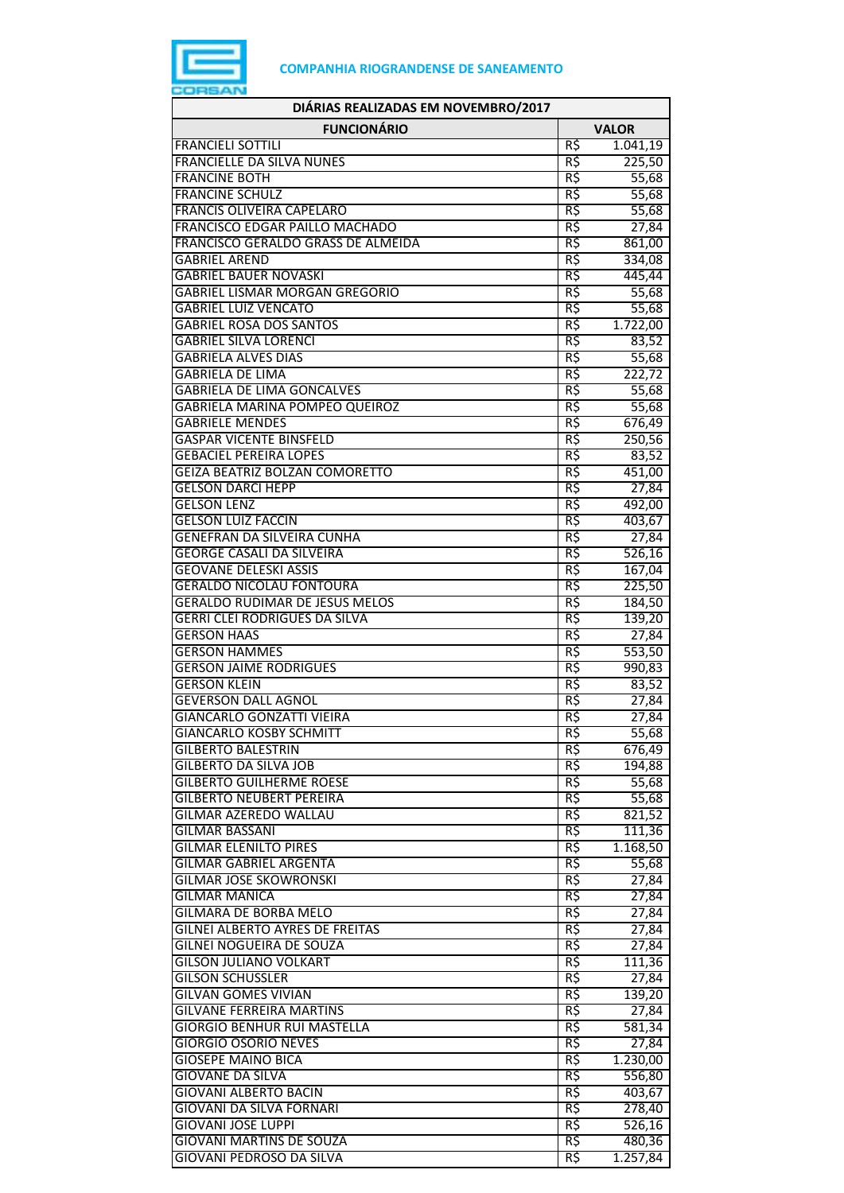**COMPANHIA RIOGRANDENSE DE SANEAMENTO**

| DIÁRIAS REALIZADAS EM NOVEMBRO/2017 | | |
|---|---|---|
| **FUNCIONÁRIO** | **VALOR** | |
| FRANCIELI SOTTILI | R$ | 1.041,19 |
| FRANCIELLE DA SILVA NUNES | R$ | 225,50 |
| FRANCINE BOTH | R$ | 55,68 |
| FRANCINE SCHULZ | R$ | 55,68 |
| FRANCIS OLIVEIRA CAPELARO | R$ | 55,68 |
| FRANCISCO EDGAR PAILLO MACHADO | R$ | 27,84 |
| FRANCISCO GERALDO GRASS DE ALMEIDA | R$ | 861,00 |
| GABRIEL AREND | R$ | 334,08 |
| GABRIEL BAUER NOVASKI | R$ | 445,44 |
| GABRIEL LISMAR MORGAN GREGORIO | R$ | 55,68 |
| GABRIEL LUIZ VENCATO | R$ | 55,68 |
| GABRIEL ROSA DOS SANTOS | R$ | 1.722,00 |
| GABRIEL SILVA LORENCI | R$ | 83,52 |
| GABRIELA ALVES DIAS | R$ | 55,68 |
| GABRIELA DE LIMA | R$ | 222,72 |
| GABRIELA DE LIMA GONCALVES | R$ | 55,68 |
| GABRIELA MARINA POMPEO QUEIROZ | R$ | 55,68 |
| GABRIELE MENDES | R$ | 676,49 |
| GASPAR VICENTE BINSFELD | R$ | 250,56 |
| GEBACIEL PEREIRA LOPES | R$ | 83,52 |
| GEIZA BEATRIZ BOLZAN COMORETTO | R$ | 451,00 |
| GELSON DARCI HEPP | R$ | 27,84 |
| GELSON LENZ | R$ | 492,00 |
| GELSON LUIZ FACCIN | R$ | 403,67 |
| GENEFRAN DA SILVEIRA CUNHA | R$ | 27,84 |
| GEORGE CASALI DA SILVEIRA | R$ | 526,16 |
| GEOVANE DELESKI ASSIS | R$ | 167,04 |
| GERALDO NICOLAU FONTOURA | R$ | 225,50 |
| GERALDO RUDIMAR DE JESUS MELOS | R$ | 184,50 |
| GERRI CLEI RODRIGUES DA SILVA | R$ | 139,20 |
| GERSON HAAS | R$ | 27,84 |
| GERSON HAMMES | R$ | 553,50 |
| GERSON JAIME RODRIGUES | R$ | 990,83 |
| GERSON KLEIN | R$ | 83,52 |
| GEVERSON DALL AGNOL | R$ | 27,84 |
| GIANCARLO GONZATTI VIEIRA | R$ | 27,84 |
| GIANCARLO KOSBY SCHMITT | R$ | 55,68 |
| GILBERTO BALESTRIN | R$ | 676,49 |
| GILBERTO DA SILVA JOB | R$ | 194,88 |
| GILBERTO GUILHERME ROESE | R$ | 55,68 |
| GILBERTO NEUBERT PEREIRA | R$ | 55,68 |
| GILMAR AZEREDO WALLAU | R$ | 821,52 |
| GILMAR BASSANI | R$ | 111,36 |
| GILMAR ELENILTO PIRES | R$ | 1.168,50 |
| GILMAR GABRIEL ARGENTA | R$ | 55,68 |
| GILMAR JOSE SKOWRONSKI | R$ | 27,84 |
| GILMAR MANICA | R$ | 27,84 |
| GILMARA DE BORBA MELO | R$ | 27,84 |
| GILNEI ALBERTO AYRES DE FREITAS | R$ | 27,84 |
| GILNEI NOGUEIRA DE SOUZA | R$ | 27,84 |
| GILSON JULIANO VOLKART | R$ | 111,36 |
| GILSON SCHUSSLER | R$ | 27,84 |
| GILVAN GOMES VIVIAN | R$ | 139,20 |
| GILVANE FERREIRA MARTINS | R$ | 27,84 |
| GIORGIO BENHUR RUI MASTELLA | R$ | 581,34 |
| GIORGIO OSORIO NEVES | R$ | 27,84 |
| GIOSEPE MAINO BICA | R$ | 1.230,00 |
| GIOVANE DA SILVA | R$ | 556,80 |
| GIOVANI ALBERTO BACIN | R$ | 403,67 |
| GIOVANI DA SILVA FORNARI | R$ | 278,40 |
| GIOVANI JOSE LUPPI | R$ | 526,16 |
| GIOVANI MARTINS DE SOUZA | R$ | 480,36 |
| GIOVANI PEDROSO DA SILVA | R$ | 1.257,84 |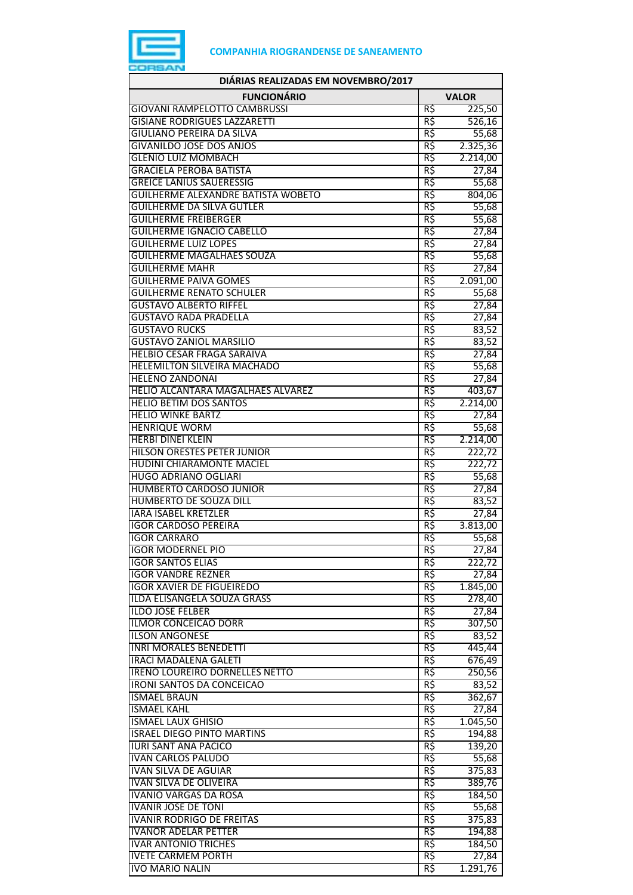**COMPANHIA RIOGRANDENSE DE SANEAMENTO**

| DIÁRIAS REALIZADAS EM NOVEMBRO/2017 | | |
|---|---|---|
| **FUNCIONÁRIO** | **VALOR** | |
| GIOVANI RAMPELOTTO CAMBRUSSI | R$ | 225,50 |
| GISIANE RODRIGUES LAZZARETTI | R$ | 526,16 |
| GIULIANO PEREIRA DA SILVA | R$ | 55,68 |
| GIVANILDO JOSE DOS ANJOS | R$ | 2.325,36 |
| GLENIO LUIZ MOMBACH | R$ | 2.214,00 |
| GRACIELA PEROBA BATISTA | R$ | 27,84 |
| GREICE LANIUS SAUERESSIG | R$ | 55,68 |
| GUILHERME ALEXANDRE BATISTA WOBETO | R$ | 804,06 |
| GUILHERME DA SILVA GUTLER | R$ | 55,68 |
| GUILHERME FREIBERGER | R$ | 55,68 |
| GUILHERME IGNACIO CABELLO | R$ | 27,84 |
| GUILHERME LUIZ LOPES | R$ | 27,84 |
| GUILHERME MAGALHAES SOUZA | R$ | 55,68 |
| GUILHERME MAHR | R$ | 27,84 |
| GUILHERME PAIVA GOMES | R$ | 2.091,00 |
| GUILHERME RENATO SCHULER | R$ | 55,68 |
| GUSTAVO ALBERTO RIFFEL | R$ | 27,84 |
| GUSTAVO RADA PRADELLA | R$ | 27,84 |
| GUSTAVO RUCKS | R$ | 83,52 |
| GUSTAVO ZANIOL MARSILIO | R$ | 83,52 |
| HELBIO CESAR FRAGA SARAIVA | R$ | 27,84 |
| HELEMILTON SILVEIRA MACHADO | R$ | 55,68 |
| HELENO ZANDONAI | R$ | 27,84 |
| HELIO ALCANTARA MAGALHAES ALVAREZ | R$ | 403,67 |
| HELIO BETIM DOS SANTOS | R$ | 2.214,00 |
| HELIO WINKE BARTZ | R$ | 27,84 |
| HENRIQUE WORM | R$ | 55,68 |
| HERBI DINEI KLEIN | R$ | 2.214,00 |
| HILSON ORESTES PETER JUNIOR | R$ | 222,72 |
| HUDINI CHIARAMONTE MACIEL | R$ | 222,72 |
| HUGO ADRIANO OGLIARI | R$ | 55,68 |
| HUMBERTO CARDOSO JUNIOR | R$ | 27,84 |
| HUMBERTO DE SOUZA DILL | R$ | 83,52 |
| IARA ISABEL KRETZLER | R$ | 27,84 |
| IGOR CARDOSO PEREIRA | R$ | 3.813,00 |
| IGOR CARRARO | R$ | 55,68 |
| IGOR MODERNEL PIO | R$ | 27,84 |
| IGOR SANTOS ELIAS | R$ | 222,72 |
| IGOR VANDRE REZNER | R$ | 27,84 |
| IGOR XAVIER DE FIGUEIREDO | R$ | 1.845,00 |
| ILDA ELISANGELA SOUZA GRASS | R$ | 278,40 |
| ILDO JOSE FELBER | R$ | 27,84 |
| ILMOR CONCEICAO DORR | R$ | 307,50 |
| ILSON ANGONESE | R$ | 83,52 |
| INRI MORALES BENEDETTI | R$ | 445,44 |
| IRACI MADALENA GALETI | R$ | 676,49 |
| IRENO LOUREIRO DORNELLES NETTO | R$ | 250,56 |
| IRONI SANTOS DA CONCEICAO | R$ | 83,52 |
| ISMAEL BRAUN | R$ | 362,67 |
| ISMAEL KAHL | R$ | 27,84 |
| ISMAEL LAUX GHISIO | R$ | 1.045,50 |
| ISRAEL DIEGO PINTO MARTINS | R$ | 194,88 |
| IURI SANT ANA PACICO | R$ | 139,20 |
| IVAN CARLOS PALUDO | R$ | 55,68 |
| IVAN SILVA DE AGUIAR | R$ | 375,83 |
| IVAN SILVA DE OLIVEIRA | R$ | 389,76 |
| IVANIO VARGAS DA ROSA | R$ | 184,50 |
| IVANIR JOSE DE TONI | R$ | 55,68 |
| IVANIR RODRIGO DE FREITAS | R$ | 375,83 |
| IVANOR ADELAR PETTER | R$ | 194,88 |
| IVAR ANTONIO TRICHES | R$ | 184,50 |
| IVETE CARMEM PORTH | R$ | 27,84 |
| IVO MARIO NALIN | R$ | 1.291,76 |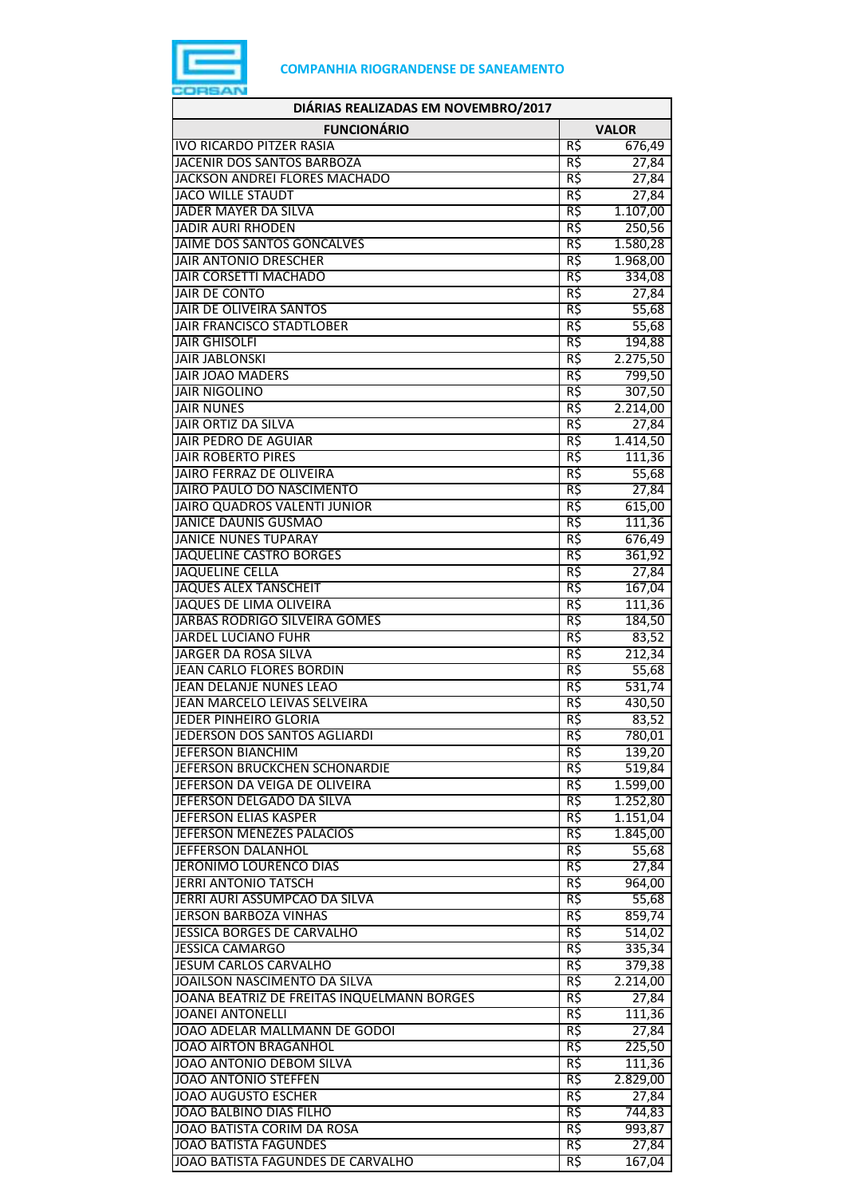**COMPANHIA RIOGRANDENSE DE SANEAMENTO**

| DIÁRIAS REALIZADAS EM NOVEMBRO/2017 | | |
|---|---|---|
| **FUNCIONÁRIO** | **VALOR** | |
| IVO RICARDO PITZER RASIA | R$ | 676,49 |
| JACENIR DOS SANTOS BARBOZA | R$ | 27,84 |
| JACKSON ANDREI FLORES MACHADO | R$ | 27,84 |
| JACO WILLE STAUDT | R$ | 27,84 |
| JADER MAYER DA SILVA | R$ | 1.107,00 |
| JADIR AURI RHODEN | R$ | 250,56 |
| JAIME DOS SANTOS GONCALVES | R$ | 1.580,28 |
| JAIR ANTONIO DRESCHER | R$ | 1.968,00 |
| JAIR CORSETTI MACHADO | R$ | 334,08 |
| JAIR DE CONTO | R$ | 27,84 |
| JAIR DE OLIVEIRA SANTOS | R$ | 55,68 |
| JAIR FRANCISCO STADTLOBER | R$ | 55,68 |
| JAIR GHISOLFI | R$ | 194,88 |
| JAIR JABLONSKI | R$ | 2.275,50 |
| JAIR JOAO MADERS | R$ | 799,50 |
| JAIR NIGOLINO | R$ | 307,50 |
| JAIR NUNES | R$ | 2.214,00 |
| JAIR ORTIZ DA SILVA | R$ | 27,84 |
| JAIR PEDRO DE AGUIAR | R$ | 1.414,50 |
| JAIR ROBERTO PIRES | R$ | 111,36 |
| JAIRO FERRAZ DE OLIVEIRA | R$ | 55,68 |
| JAIRO PAULO DO NASCIMENTO | R$ | 27,84 |
| JAIRO QUADROS VALENTI JUNIOR | R$ | 615,00 |
| JANICE DAUNIS GUSMAO | R$ | 111,36 |
| JANICE NUNES TUPARAY | R$ | 676,49 |
| JAQUELINE CASTRO BORGES | R$ | 361,92 |
| JAQUELINE CELLA | R$ | 27,84 |
| JAQUES ALEX TANSCHEIT | R$ | 167,04 |
| JAQUES DE LIMA OLIVEIRA | R$ | 111,36 |
| JARBAS RODRIGO SILVEIRA GOMES | R$ | 184,50 |
| JARDEL LUCIANO FUHR | R$ | 83,52 |
| JARGER DA ROSA SILVA | R$ | 212,34 |
| JEAN CARLO FLORES BORDIN | R$ | 55,68 |
| JEAN DELANJE NUNES LEAO | R$ | 531,74 |
| JEAN MARCELO LEIVAS SELVEIRA | R$ | 430,50 |
| JEDER PINHEIRO GLORIA | R$ | 83,52 |
| JEDERSON DOS SANTOS AGLIARDI | R$ | 780,01 |
| JEFERSON BIANCHIM | R$ | 139,20 |
| JEFERSON BRUCKCHEN SCHONARDIE | R$ | 519,84 |
| JEFERSON DA VEIGA DE OLIVEIRA | R$ | 1.599,00 |
| JEFERSON DELGADO DA SILVA | R$ | 1.252,80 |
| JEFERSON ELIAS KASPER | R$ | 1.151,04 |
| JEFERSON MENEZES PALACIOS | R$ | 1.845,00 |
| JEFFERSON DALANHOL | R$ | 55,68 |
| JERONIMO LOURENCO DIAS | R$ | 27,84 |
| JERRI ANTONIO TATSCH | R$ | 964,00 |
| JERRI AURI ASSUMPCAO DA SILVA | R$ | 55,68 |
| JERSON BARBOZA VINHAS | R$ | 859,74 |
| JESSICA BORGES DE CARVALHO | R$ | 514,02 |
| JESSICA CAMARGO | R$ | 335,34 |
| JESUM CARLOS CARVALHO | R$ | 379,38 |
| JOAILSON NASCIMENTO DA SILVA | R$ | 2.214,00 |
| JOANA BEATRIZ DE FREITAS INQUELMANN BORGES | R$ | 27,84 |
| JOANEI ANTONELLI | R$ | 111,36 |
| JOAO ADELAR MALLMANN DE GODOI | R$ | 27,84 |
| JOAO AIRTON BRAGANHOL | R$ | 225,50 |
| JOAO ANTONIO DEBOM SILVA | R$ | 111,36 |
| JOAO ANTONIO STEFFEN | R$ | 2.829,00 |
| JOAO AUGUSTO ESCHER | R$ | 27,84 |
| JOAO BALBINO DIAS FILHO | R$ | 744,83 |
| JOAO BATISTA CORIM DA ROSA | R$ | 993,87 |
| JOAO BATISTA FAGUNDES | R$ | 27,84 |
| JOAO BATISTA FAGUNDES DE CARVALHO | R$ | 167,04 |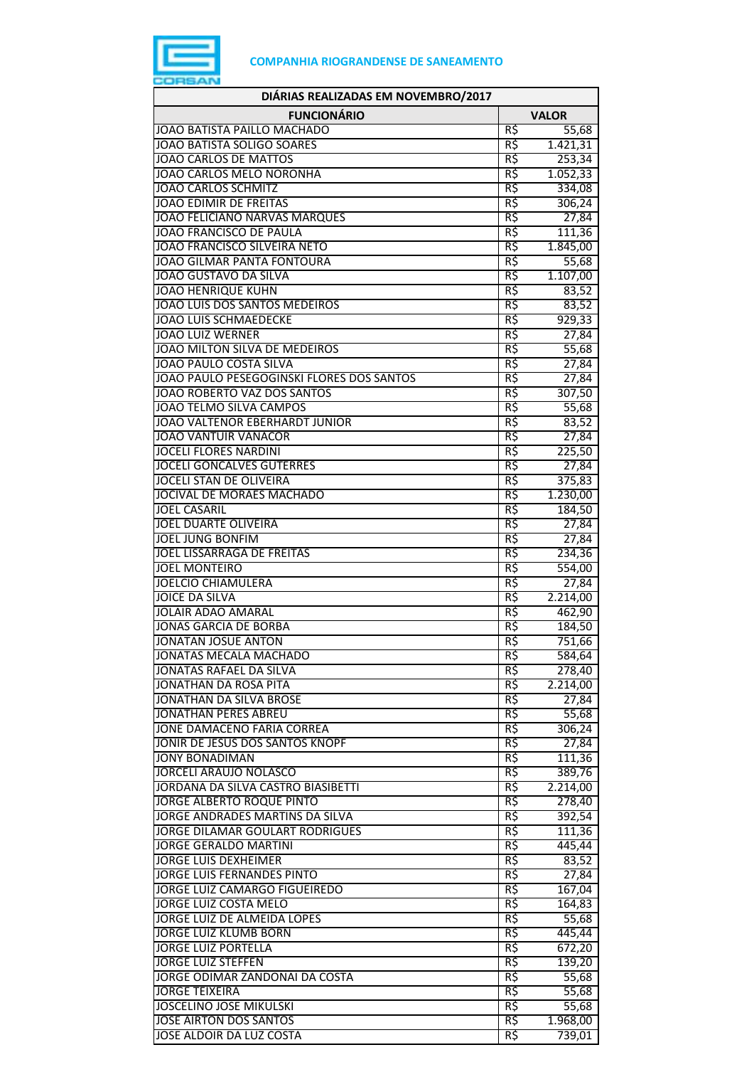**COMPANHIA RIOGRANDENSE DE SANEAMENTO**

| DIÁRIAS REALIZADAS EM NOVEMBRO/2017 | | |
|---|---|---|
| **FUNCIONÁRIO** | **VALOR** | |
| JOAO BATISTA PAILLO MACHADO | R$ | 55,68 |
| JOAO BATISTA SOLIGO SOARES | R$ | 1.421,31 |
| JOAO CARLOS DE MATTOS | R$ | 253,34 |
| JOAO CARLOS MELO NORONHA | R$ | 1.052,33 |
| JOAO CARLOS SCHMITZ | R$ | 334,08 |
| JOAO EDIMIR DE FREITAS | R$ | 306,24 |
| JOAO FELICIANO NARVAS MARQUES | R$ | 27,84 |
| JOAO FRANCISCO DE PAULA | R$ | 111,36 |
| JOAO FRANCISCO SILVEIRA NETO | R$ | 1.845,00 |
| JOAO GILMAR PANTA FONTOURA | R$ | 55,68 |
| JOAO GUSTAVO DA SILVA | R$ | 1.107,00 |
| JOAO HENRIQUE KUHN | R$ | 83,52 |
| JOAO LUIS DOS SANTOS MEDEIROS | R$ | 83,52 |
| JOAO LUIS SCHMAEDECKE | R$ | 929,33 |
| JOAO LUIZ WERNER | R$ | 27,84 |
| JOAO MILTON SILVA DE MEDEIROS | R$ | 55,68 |
| JOAO PAULO COSTA SILVA | R$ | 27,84 |
| JOAO PAULO PESEGOGINSKI FLORES DOS SANTOS | R$ | 27,84 |
| JOAO ROBERTO VAZ DOS SANTOS | R$ | 307,50 |
| JOAO TELMO SILVA CAMPOS | R$ | 55,68 |
| JOAO VALTENOR EBERHARDT JUNIOR | R$ | 83,52 |
| JOAO VANTUIR VANACOR | R$ | 27,84 |
| JOCELI FLORES NARDINI | R$ | 225,50 |
| JOCELI GONCALVES GUTERRES | R$ | 27,84 |
| JOCELI STAN DE OLIVEIRA | R$ | 375,83 |
| JOCIVAL DE MORAES MACHADO | R$ | 1.230,00 |
| JOEL CASARIL | R$ | 184,50 |
| JOEL DUARTE OLIVEIRA | R$ | 27,84 |
| JOEL JUNG BONFIM | R$ | 27,84 |
| JOEL LISSARRAGA DE FREITAS | R$ | 234,36 |
| JOEL MONTEIRO | R$ | 554,00 |
| JOELCIO CHIAMULERA | R$ | 27,84 |
| JOICE DA SILVA | R$ | 2.214,00 |
| JOLAIR ADAO AMARAL | R$ | 462,90 |
| JONAS GARCIA DE BORBA | R$ | 184,50 |
| JONATAN JOSUE ANTON | R$ | 751,66 |
| JONATAS MECALA MACHADO | R$ | 584,64 |
| JONATAS RAFAEL DA SILVA | R$ | 278,40 |
| JONATHAN DA ROSA PITA | R$ | 2.214,00 |
| JONATHAN DA SILVA BROSE | R$ | 27,84 |
| JONATHAN PERES ABREU | R$ | 55,68 |
| JONE DAMACENO FARIA CORREA | R$ | 306,24 |
| JONIR DE JESUS DOS SANTOS KNOPF | R$ | 27,84 |
| JONY BONADIMAN | R$ | 111,36 |
| JORCELI ARAUJO NOLASCO | R$ | 389,76 |
| JORDANA DA SILVA CASTRO BIASIBETTI | R$ | 2.214,00 |
| JORGE ALBERTO ROQUE PINTO | R$ | 278,40 |
| JORGE ANDRADES MARTINS DA SILVA | R$ | 392,54 |
| JORGE DILAMAR GOULART RODRIGUES | R$ | 111,36 |
| JORGE GERALDO MARTINI | R$ | 445,44 |
| JORGE LUIS DEXHEIMER | R$ | 83,52 |
| JORGE LUIS FERNANDES PINTO | R$ | 27,84 |
| JORGE LUIZ CAMARGO FIGUEIREDO | R$ | 167,04 |
| JORGE LUIZ COSTA MELO | R$ | 164,83 |
| JORGE LUIZ DE ALMEIDA LOPES | R$ | 55,68 |
| JORGE LUIZ KLUMB BORN | R$ | 445,44 |
| JORGE LUIZ PORTELLA | R$ | 672,20 |
| JORGE LUIZ STEFFEN | R$ | 139,20 |
| JORGE ODIMAR ZANDONAI DA COSTA | R$ | 55,68 |
| JORGE TEIXEIRA | R$ | 55,68 |
| JOSCELINO JOSE MIKULSKI | R$ | 55,68 |
| JOSE AIRTON DOS SANTOS | R$ | 1.968,00 |
| JOSE ALDOIR DA LUZ COSTA | R$ | 739,01 |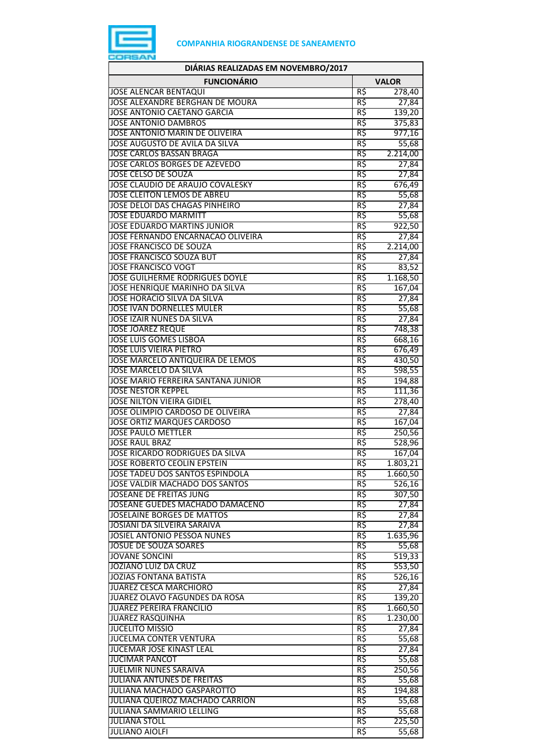**COMPANHIA RIOGRANDENSE DE SANEAMENTO**

| DIÁRIAS REALIZADAS EM NOVEMBRO/2017 | | |
|---|---|---|
| **FUNCIONÁRIO** | **VALOR** | |
| JOSE ALENCAR BENTAQUI | R$ | 278,40 |
| JOSE ALEXANDRE BERGHAN DE MOURA | R$ | 27,84 |
| JOSE ANTONIO CAETANO GARCIA | R$ | 139,20 |
| JOSE ANTONIO DAMBROS | R$ | 375,83 |
| JOSE ANTONIO MARIN DE OLIVEIRA | R$ | 977,16 |
| JOSE AUGUSTO DE AVILA DA SILVA | R$ | 55,68 |
| JOSE CARLOS BASSAN BRAGA | R$ | 2.214,00 |
| JOSE CARLOS BORGES DE AZEVEDO | R$ | 27,84 |
| JOSE CELSO DE SOUZA | R$ | 27,84 |
| JOSE CLAUDIO DE ARAUJO COVALESKY | R$ | 676,49 |
| JOSE CLEITON LEMOS DE ABREU | R$ | 55,68 |
| JOSE DELOI DAS CHAGAS PINHEIRO | R$ | 27,84 |
| JOSE EDUARDO MARMITT | R$ | 55,68 |
| JOSE EDUARDO MARTINS JUNIOR | R$ | 922,50 |
| JOSE FERNANDO ENCARNACAO OLIVEIRA | R$ | 27,84 |
| JOSE FRANCISCO DE SOUZA | R$ | 2.214,00 |
| JOSE FRANCISCO SOUZA BUT | R$ | 27,84 |
| JOSE FRANCISCO VOGT | R$ | 83,52 |
| JOSE GUILHERME RODRIGUES DOYLE | R$ | 1.168,50 |
| JOSE HENRIQUE MARINHO DA SILVA | R$ | 167,04 |
| JOSE HORACIO SILVA DA SILVA | R$ | 27,84 |
| JOSE IVAN DORNELLES MULER | R$ | 55,68 |
| JOSE IZAIR NUNES DA SILVA | R$ | 27,84 |
| JOSE JOAREZ REQUE | R$ | 748,38 |
| JOSE LUIS GOMES LISBOA | R$ | 668,16 |
| JOSE LUIS VIEIRA PIETRO | R$ | 676,49 |
| JOSE MARCELO ANTIQUEIRA DE LEMOS | R$ | 430,50 |
| JOSE MARCELO DA SILVA | R$ | 598,55 |
| JOSE MARIO FERREIRA SANTANA JUNIOR | R$ | 194,88 |
| JOSE NESTOR KEPPEL | R$ | 111,36 |
| JOSE NILTON VIEIRA GIDIEL | R$ | 278,40 |
| JOSE OLIMPIO CARDOSO DE OLIVEIRA | R$ | 27,84 |
| JOSE ORTIZ MARQUES CARDOSO | R$ | 167,04 |
| JOSE PAULO METTLER | R$ | 250,56 |
| JOSE RAUL BRAZ | R$ | 528,96 |
| JOSE RICARDO RODRIGUES DA SILVA | R$ | 167,04 |
| JOSE ROBERTO CEOLIN EPSTEIN | R$ | 1.803,21 |
| JOSE TADEU DOS SANTOS ESPINDOLA | R$ | 1.660,50 |
| JOSE VALDIR MACHADO DOS SANTOS | R$ | 526,16 |
| JOSEANE DE FREITAS JUNG | R$ | 307,50 |
| JOSEANE GUEDES MACHADO DAMACENO | R$ | 27,84 |
| JOSELAINE BORGES DE MATTOS | R$ | 27,84 |
| JOSIANI DA SILVEIRA SARAIVA | R$ | 27,84 |
| JOSIEL ANTONIO PESSOA NUNES | R$ | 1.635,96 |
| JOSUE DE SOUZA SOARES | R$ | 55,68 |
| JOVANE SONCINI | R$ | 519,33 |
| JOZIANO LUIZ DA CRUZ | R$ | 553,50 |
| JOZIAS FONTANA BATISTA | R$ | 526,16 |
| JUAREZ CESCA MARCHIORO | R$ | 27,84 |
| JUAREZ OLAVO FAGUNDES DA ROSA | R$ | 139,20 |
| JUAREZ PEREIRA FRANCILIO | R$ | 1.660,50 |
| JUAREZ RASQUINHA | R$ | 1.230,00 |
| JUCELITO MISSIO | R$ | 27,84 |
| JUCELMA CONTER VENTURA | R$ | 55,68 |
| JUCEMAR JOSE KINAST LEAL | R$ | 27,84 |
| JUCIMAR PANCOT | R$ | 55,68 |
| JUELMIR NUNES SARAIVA | R$ | 250,56 |
| JULIANA ANTUNES DE FREITAS | R$ | 55,68 |
| JULIANA MACHADO GASPAROTTO | R$ | 194,88 |
| JULIANA QUEIROZ MACHADO CARRION | R$ | 55,68 |
| JULIANA SAMMARIO LELLING | R$ | 55,68 |
| JULIANA STOLL | R$ | 225,50 |
| JULIANO AIOLFI | R$ | 55,68 |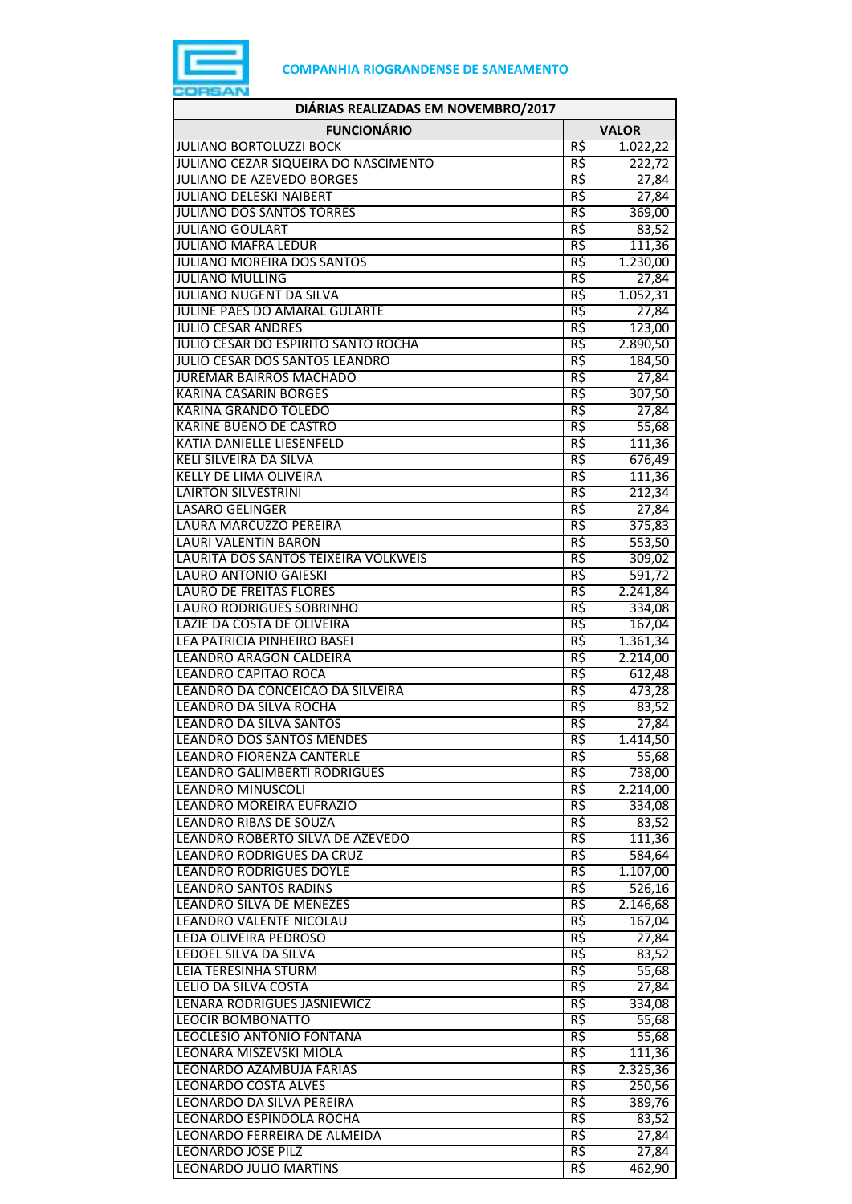COMPANHIA RIOGRANDENSE DE SANEAMENTO

| DIÁRIAS REALIZADAS EM NOVEMBRO/2017 | | |
|---|---|---|
| **FUNCIONÁRIO** | **VALOR** | |
| JULIANO BORTOLUZZI BOCK | R$ | 1.022,22 |
| JULIANO CEZAR SIQUEIRA DO NASCIMENTO | R$ | 222,72 |
| JULIANO DE AZEVEDO BORGES | R$ | 27,84 |
| JULIANO DELESKI NAIBERT | R$ | 27,84 |
| JULIANO DOS SANTOS TORRES | R$ | 369,00 |
| JULIANO GOULART | R$ | 83,52 |
| JULIANO MAFRA LEDUR | R$ | 111,36 |
| JULIANO MOREIRA DOS SANTOS | R$ | 1.230,00 |
| JULIANO MULLING | R$ | 27,84 |
| JULIANO NUGENT DA SILVA | R$ | 1.052,31 |
| JULINE PAES DO AMARAL GULARTE | R$ | 27,84 |
| JULIO CESAR ANDRES | R$ | 123,00 |
| JULIO CESAR DO ESPIRITO SANTO ROCHA | R$ | 2.890,50 |
| JULIO CESAR DOS SANTOS LEANDRO | R$ | 184,50 |
| JUREMAR BAIRROS MACHADO | R$ | 27,84 |
| KARINA CASARIN BORGES | R$ | 307,50 |
| KARINA GRANDO TOLEDO | R$ | 27,84 |
| KARINE BUENO DE CASTRO | R$ | 55,68 |
| KATIA DANIELLE LIESENFELD | R$ | 111,36 |
| KELI SILVEIRA DA SILVA | R$ | 676,49 |
| KELLY DE LIMA OLIVEIRA | R$ | 111,36 |
| LAIRTON SILVESTRINI | R$ | 212,34 |
| LASARO GELINGER | R$ | 27,84 |
| LAURA MARCUZZO PEREIRA | R$ | 375,83 |
| LAURI VALENTIN BARON | R$ | 553,50 |
| LAURITA DOS SANTOS TEIXEIRA VOLKWEIS | R$ | 309,02 |
| LAURO ANTONIO GAIESKI | R$ | 591,72 |
| LAURO DE FREITAS FLORES | R$ | 2.241,84 |
| LAURO RODRIGUES SOBRINHO | R$ | 334,08 |
| LAZIE DA COSTA DE OLIVEIRA | R$ | 167,04 |
| LEA PATRICIA PINHEIRO BASEI | R$ | 1.361,34 |
| LEANDRO ARAGON CALDEIRA | R$ | 2.214,00 |
| LEANDRO CAPITAO ROCA | R$ | 612,48 |
| LEANDRO DA CONCEICAO DA SILVEIRA | R$ | 473,28 |
| LEANDRO DA SILVA ROCHA | R$ | 83,52 |
| LEANDRO DA SILVA SANTOS | R$ | 27,84 |
| LEANDRO DOS SANTOS MENDES | R$ | 1.414,50 |
| LEANDRO FIORENZA CANTERLE | R$ | 55,68 |
| LEANDRO GALIMBERTI RODRIGUES | R$ | 738,00 |
| LEANDRO MINUSCOLI | R$ | 2.214,00 |
| LEANDRO MOREIRA EUFRAZIO | R$ | 334,08 |
| LEANDRO RIBAS DE SOUZA | R$ | 83,52 |
| LEANDRO ROBERTO SILVA DE AZEVEDO | R$ | 111,36 |
| LEANDRO RODRIGUES DA CRUZ | R$ | 584,64 |
| LEANDRO RODRIGUES DOYLE | R$ | 1.107,00 |
| LEANDRO SANTOS RADINS | R$ | 526,16 |
| LEANDRO SILVA DE MENEZES | R$ | 2.146,68 |
| LEANDRO VALENTE NICOLAU | R$ | 167,04 |
| LEDA OLIVEIRA PEDROSO | R$ | 27,84 |
| LEDOEL SILVA DA SILVA | R$ | 83,52 |
| LEIA TERESINHA STURM | R$ | 55,68 |
| LELIO DA SILVA COSTA | R$ | 27,84 |
| LENARA RODRIGUES JASNIEWICZ | R$ | 334,08 |
| LEOCIR BOMBONATTO | R$ | 55,68 |
| LEOCLESIO ANTONIO FONTANA | R$ | 55,68 |
| LEONARA MISZEVSKI MIOLA | R$ | 111,36 |
| LEONARDO AZAMBUJA FARIAS | R$ | 2.325,36 |
| LEONARDO COSTA ALVES | R$ | 250,56 |
| LEONARDO DA SILVA PEREIRA | R$ | 389,76 |
| LEONARDO ESPINDOLA ROCHA | R$ | 83,52 |
| LEONARDO FERREIRA DE ALMEIDA | R$ | 27,84 |
| LEONARDO JOSE PILZ | R$ | 27,84 |
| LEONARDO JULIO MARTINS | R$ | 462,90 |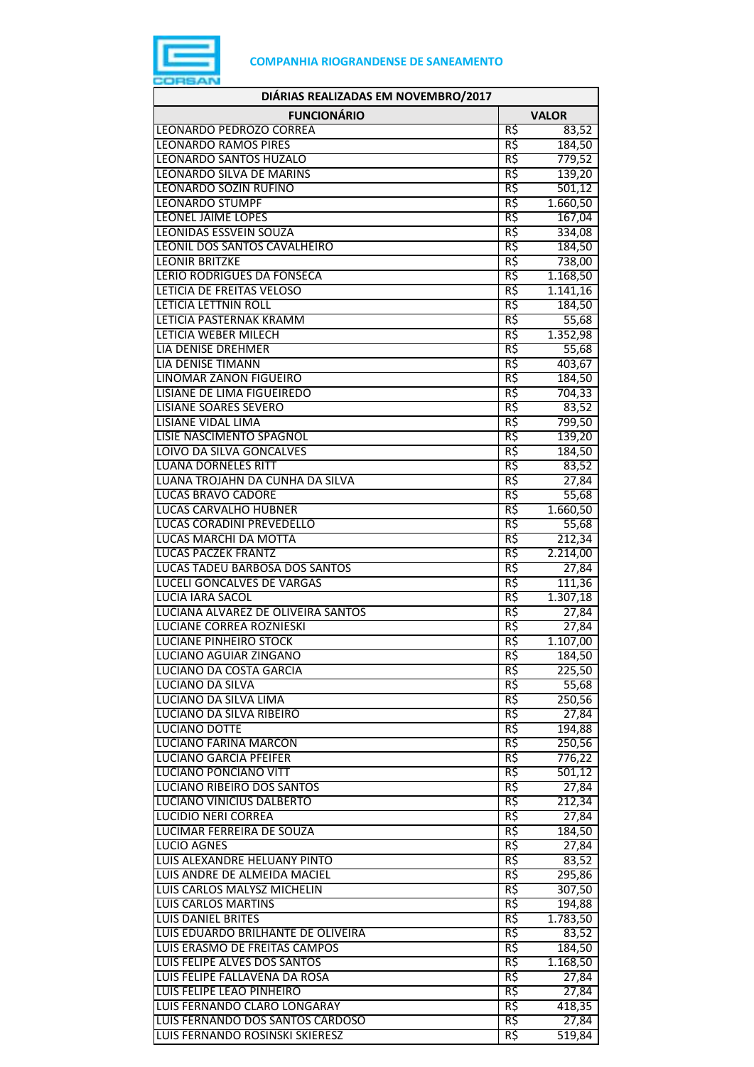**COMPANHIA RIOGRANDENSE DE SANEAMENTO**

| DIÁRIAS REALIZADAS EM NOVEMBRO/2017 | | |
|---|---|---|
| **FUNCIONÁRIO** | **VALOR** | |
| LEONARDO PEDROZO CORREA | R$ | 83,52 |
| LEONARDO RAMOS PIRES | R$ | 184,50 |
| LEONARDO SANTOS HUZALO | R$ | 779,52 |
| LEONARDO SILVA DE MARINS | R$ | 139,20 |
| LEONARDO SOZIN RUFINO | R$ | 501,12 |
| LEONARDO STUMPF | R$ | 1.660,50 |
| LEONEL JAIME LOPES | R$ | 167,04 |
| LEONIDAS ESSVEIN SOUZA | R$ | 334,08 |
| LEONIL DOS SANTOS CAVALHEIRO | R$ | 184,50 |
| LEONIR BRITZKE | R$ | 738,00 |
| LERIO RODRIGUES DA FONSECA | R$ | 1.168,50 |
| LETICIA DE FREITAS VELOSO | R$ | 1.141,16 |
| LETICIA LETTNIN ROLL | R$ | 184,50 |
| LETICIA PASTERNAK KRAMM | R$ | 55,68 |
| LETICIA WEBER MILECH | R$ | 1.352,98 |
| LIA DENISE DREHMER | R$ | 55,68 |
| LIA DENISE TIMANN | R$ | 403,67 |
| LINOMAR ZANON FIGUEIRO | R$ | 184,50 |
| LISIANE DE LIMA FIGUEIREDO | R$ | 704,33 |
| LISIANE SOARES SEVERO | R$ | 83,52 |
| LISIANE VIDAL LIMA | R$ | 799,50 |
| LISIE NASCIMENTO SPAGNOL | R$ | 139,20 |
| LOIVO DA SILVA GONCALVES | R$ | 184,50 |
| LUANA DORNELES RITT | R$ | 83,52 |
| LUANA TROJAHN DA CUNHA DA SILVA | R$ | 27,84 |
| LUCAS BRAVO CADORE | R$ | 55,68 |
| LUCAS CARVALHO HUBNER | R$ | 1.660,50 |
| LUCAS CORADINI PREVEDELLO | R$ | 55,68 |
| LUCAS MARCHI DA MOTTA | R$ | 212,34 |
| LUCAS PACZEK FRANTZ | R$ | 2.214,00 |
| LUCAS TADEU BARBOSA DOS SANTOS | R$ | 27,84 |
| LUCELI GONCALVES DE VARGAS | R$ | 111,36 |
| LUCIA IARA SACOL | R$ | 1.307,18 |
| LUCIANA ALVAREZ DE OLIVEIRA SANTOS | R$ | 27,84 |
| LUCIANE CORREA ROZNIESKI | R$ | 27,84 |
| LUCIANE PINHEIRO STOCK | R$ | 1.107,00 |
| LUCIANO AGUIAR ZINGANO | R$ | 184,50 |
| LUCIANO DA COSTA GARCIA | R$ | 225,50 |
| LUCIANO DA SILVA | R$ | 55,68 |
| LUCIANO DA SILVA LIMA | R$ | 250,56 |
| LUCIANO DA SILVA RIBEIRO | R$ | 27,84 |
| LUCIANO DOTTE | R$ | 194,88 |
| LUCIANO FARINA MARCON | R$ | 250,56 |
| LUCIANO GARCIA PFEIFER | R$ | 776,22 |
| LUCIANO PONCIANO VITT | R$ | 501,12 |
| LUCIANO RIBEIRO DOS SANTOS | R$ | 27,84 |
| LUCIANO VINICIUS DALBERTO | R$ | 212,34 |
| LUCIDIO NERI CORREA | R$ | 27,84 |
| LUCIMAR FERREIRA DE SOUZA | R$ | 184,50 |
| LUCIO AGNES | R$ | 27,84 |
| LUIS ALEXANDRE HELUANY PINTO | R$ | 83,52 |
| LUIS ANDRE DE ALMEIDA MACIEL | R$ | 295,86 |
| LUIS CARLOS MALYSZ MICHELIN | R$ | 307,50 |
| LUIS CARLOS MARTINS | R$ | 194,88 |
| LUIS DANIEL BRITES | R$ | 1.783,50 |
| LUIS EDUARDO BRILHANTE DE OLIVEIRA | R$ | 83,52 |
| LUIS ERASMO DE FREITAS CAMPOS | R$ | 184,50 |
| LUIS FELIPE ALVES DOS SANTOS | R$ | 1.168,50 |
| LUIS FELIPE FALLAVENA DA ROSA | R$ | 27,84 |
| LUIS FELIPE LEAO PINHEIRO | R$ | 27,84 |
| LUIS FERNANDO CLARO LONGARAY | R$ | 418,35 |
| LUIS FERNANDO DOS SANTOS CARDOSO | R$ | 27,84 |
| LUIS FERNANDO ROSINSKI SKIERESZ | R$ | 519,84 |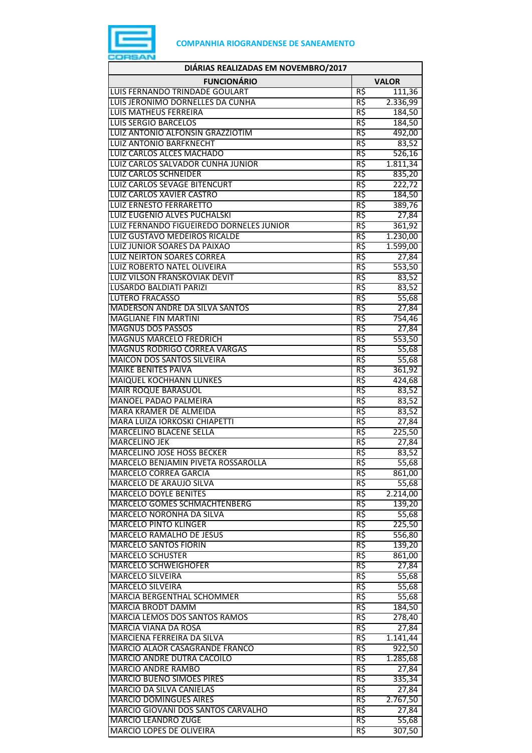**COMPANHIA RIOGRANDENSE DE SANEAMENTO**

| DIÁRIAS REALIZADAS EM NOVEMBRO/2017 | | |
|---|---|---|
| **FUNCIONÁRIO** | **VALOR** | |
| LUIS FERNANDO TRINDADE GOULART | R$ | 111,36 |
| LUIS JERONIMO DORNELLES DA CUNHA | R$ | 2.336,99 |
| LUIS MATHEUS FERREIRA | R$ | 184,50 |
| LUIS SERGIO BARCELOS | R$ | 184,50 |
| LUIZ ANTONIO ALFONSIN GRAZZIOTIM | R$ | 492,00 |
| LUIZ ANTONIO BARFKNECHT | R$ | 83,52 |
| LUIZ CARLOS ALCES MACHADO | R$ | 526,16 |
| LUIZ CARLOS SALVADOR CUNHA JUNIOR | R$ | 1.811,34 |
| LUIZ CARLOS SCHNEIDER | R$ | 835,20 |
| LUIZ CARLOS SEVAGE BITENCURT | R$ | 222,72 |
| LUIZ CARLOS XAVIER CASTRO | R$ | 184,50 |
| LUIZ ERNESTO FERRARETTO | R$ | 389,76 |
| LUIZ EUGENIO ALVES PUCHALSKI | R$ | 27,84 |
| LUIZ FERNANDO FIGUEIREDO DORNELES JUNIOR | R$ | 361,92 |
| LUIZ GUSTAVO MEDEIROS RICALDE | R$ | 1.230,00 |
| LUIZ JUNIOR SOARES DA PAIXAO | R$ | 1.599,00 |
| LUIZ NEIRTON SOARES CORREA | R$ | 27,84 |
| LUIZ ROBERTO NATEL OLIVEIRA | R$ | 553,50 |
| LUIZ VILSON FRANSKOVIAK DEVIT | R$ | 83,52 |
| LUSARDO BALDIATI PARIZI | R$ | 83,52 |
| LUTERO FRACASSO | R$ | 55,68 |
| MADERSON ANDRE DA SILVA SANTOS | R$ | 27,84 |
| MAGLIANE FIN MARTINI | R$ | 754,46 |
| MAGNUS DOS PASSOS | R$ | 27,84 |
| MAGNUS MARCELO FREDRICH | R$ | 553,50 |
| MAGNUS RODRIGO CORREA VARGAS | R$ | 55,68 |
| MAICON DOS SANTOS SILVEIRA | R$ | 55,68 |
| MAIKE BENITES PAIVA | R$ | 361,92 |
| MAIQUEL KOCHHANN LUNKES | R$ | 424,68 |
| MAIR ROQUE BARASUOL | R$ | 83,52 |
| MANOEL PADAO PALMEIRA | R$ | 83,52 |
| MARA KRAMER DE ALMEIDA | R$ | 83,52 |
| MARA LUIZA IORKOSKI CHIAPETTI | R$ | 27,84 |
| MARCELINO BLACENE SELLA | R$ | 225,50 |
| MARCELINO JEK | R$ | 27,84 |
| MARCELINO JOSE HOSS BECKER | R$ | 83,52 |
| MARCELO BENJAMIN PIVETA ROSSAROLLA | R$ | 55,68 |
| MARCELO CORREA GARCIA | R$ | 861,00 |
| MARCELO DE ARAUJO SILVA | R$ | 55,68 |
| MARCELO DOYLE BENITES | R$ | 2.214,00 |
| MARCELO GOMES SCHMACHTENBERG | R$ | 139,20 |
| MARCELO NORONHA DA SILVA | R$ | 55,68 |
| MARCELO PINTO KLINGER | R$ | 225,50 |
| MARCELO RAMALHO DE JESUS | R$ | 556,80 |
| MARCELO SANTOS FIORIN | R$ | 139,20 |
| MARCELO SCHUSTER | R$ | 861,00 |
| MARCELO SCHWEIGHOFER | R$ | 27,84 |
| MARCELO SILVEIRA | R$ | 55,68 |
| MARCELO SILVEIRA | R$ | 55,68 |
| MARCIA BERGENTHAL SCHOMMER | R$ | 55,68 |
| MARCIA BRODT DAMM | R$ | 184,50 |
| MARCIA LEMOS DOS SANTOS RAMOS | R$ | 278,40 |
| MARCIA VIANA DA ROSA | R$ | 27,84 |
| MARCIENA FERREIRA DA SILVA | R$ | 1.141,44 |
| MARCIO ALAOR CASAGRANDE FRANCO | R$ | 922,50 |
| MARCIO ANDRE DUTRA CACOILO | R$ | 1.285,68 |
| MARCIO ANDRE RAMBO | R$ | 27,84 |
| MARCIO BUENO SIMOES PIRES | R$ | 335,34 |
| MARCIO DA SILVA CANIELAS | R$ | 27,84 |
| MARCIO DOMINGUES AIRES | R$ | 2.767,50 |
| MARCIO GIOVANI DOS SANTOS CARVALHO | R$ | 27,84 |
| MARCIO LEANDRO ZUGE | R$ | 55,68 |
| MARCIO LOPES DE OLIVEIRA | R$ | 307,50 |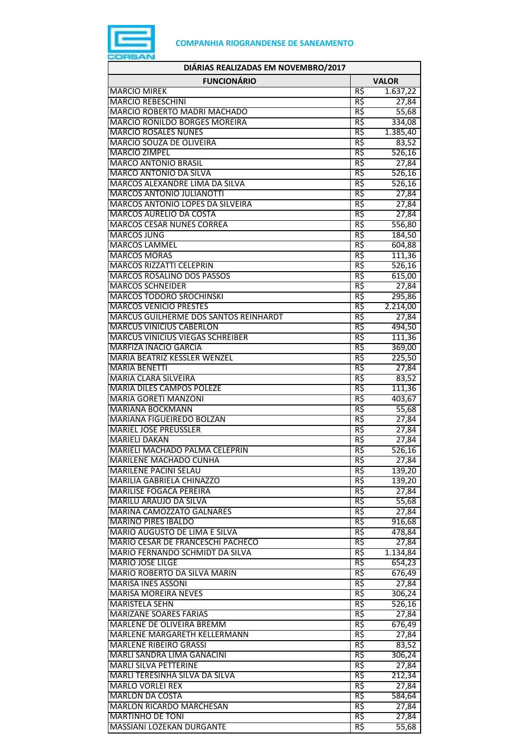**COMPANHIA RIOGRANDENSE DE SANEAMENTO**

| DIÁRIAS REALIZADAS EM NOVEMBRO/2017 | | |
|---|---|---|
| **FUNCIONÁRIO** | **VALOR** | |
| MARCIO MIREK | R$ | 1.637,22 |
| MARCIO REBESCHINI | R$ | 27,84 |
| MARCIO ROBERTO MADRI MACHADO | R$ | 55,68 |
| MARCIO RONILDO BORGES MOREIRA | R$ | 334,08 |
| MARCIO ROSALES NUNES | R$ | 1.385,40 |
| MARCIO SOUZA DE OLIVEIRA | R$ | 83,52 |
| MARCIO ZIMPEL | R$ | 526,16 |
| MARCO ANTONIO BRASIL | R$ | 27,84 |
| MARCO ANTONIO DA SILVA | R$ | 526,16 |
| MARCOS ALEXANDRE LIMA DA SILVA | R$ | 526,16 |
| MARCOS ANTONIO JULIANOTTI | R$ | 27,84 |
| MARCOS ANTONIO LOPES DA SILVEIRA | R$ | 27,84 |
| MARCOS AURELIO DA COSTA | R$ | 27,84 |
| MARCOS CESAR NUNES CORREA | R$ | 556,80 |
| MARCOS JUNG | R$ | 184,50 |
| MARCOS LAMMEL | R$ | 604,88 |
| MARCOS MORAS | R$ | 111,36 |
| MARCOS RIZZATTI CELEPRIN | R$ | 526,16 |
| MARCOS ROSALINO DOS PASSOS | R$ | 615,00 |
| MARCOS SCHNEIDER | R$ | 27,84 |
| MARCOS TODORO SROCHINSKI | R$ | 295,86 |
| MARCOS VENICIO PRESTES | R$ | 2.214,00 |
| MARCUS GUILHERME DOS SANTOS REINHARDT | R$ | 27,84 |
| MARCUS VINICIUS CABERLON | R$ | 494,50 |
| MARCUS VINICIUS VIEGAS SCHREIBER | R$ | 111,36 |
| MARFIZA INACIO GARCIA | R$ | 369,00 |
| MARIA BEATRIZ KESSLER WENZEL | R$ | 225,50 |
| MARIA BENETTI | R$ | 27,84 |
| MARIA CLARA SILVEIRA | R$ | 83,52 |
| MARIA DILES CAMPOS POLEZE | R$ | 111,36 |
| MARIA GORETI MANZONI | R$ | 403,67 |
| MARIANA BOCKMANN | R$ | 55,68 |
| MARIANA FIGUEIREDO BOLZAN | R$ | 27,84 |
| MARIEL JOSE PREUSSLER | R$ | 27,84 |
| MARIELI DAKAN | R$ | 27,84 |
| MARIELI MACHADO PALMA CELEPRIN | R$ | 526,16 |
| MARILENE MACHADO CUNHA | R$ | 27,84 |
| MARILENE PACINI SELAU | R$ | 139,20 |
| MARILIA GABRIELA CHINAZZO | R$ | 139,20 |
| MARILISE FOGACA PEREIRA | R$ | 27,84 |
| MARILU ARAUJO DA SILVA | R$ | 55,68 |
| MARINA CAMOZZATO GALNARES | R$ | 27,84 |
| MARINO PIRES IBALDO | R$ | 916,68 |
| MARIO AUGUSTO DE LIMA E SILVA | R$ | 478,84 |
| MARIO CESAR DE FRANCESCHI PACHECO | R$ | 27,84 |
| MARIO FERNANDO SCHMIDT DA SILVA | R$ | 1.134,84 |
| MARIO JOSE LILGE | R$ | 654,23 |
| MARIO ROBERTO DA SILVA MARIN | R$ | 676,49 |
| MARISA INES ASSONI | R$ | 27,84 |
| MARISA MOREIRA NEVES | R$ | 306,24 |
| MARISTELA SEHN | R$ | 526,16 |
| MARIZANE SOARES FARIAS | R$ | 27,84 |
| MARLENE DE OLIVEIRA BREMM | R$ | 676,49 |
| MARLENE MARGARETH KELLERMANN | R$ | 27,84 |
| MARLENE RIBEIRO GRASSI | R$ | 83,52 |
| MARLI SANDRA LIMA GANACINI | R$ | 306,24 |
| MARLI SILVA PETTERINE | R$ | 27,84 |
| MARLI TERESINHA SILVA DA SILVA | R$ | 212,34 |
| MARLO VORLEI REX | R$ | 27,84 |
| MARLON DA COSTA | R$ | 584,64 |
| MARLON RICARDO MARCHESAN | R$ | 27,84 |
| MARTINHO DE TONI | R$ | 27,84 |
| MASSIANI LOZEKAN DURGANTE | R$ | 55,68 |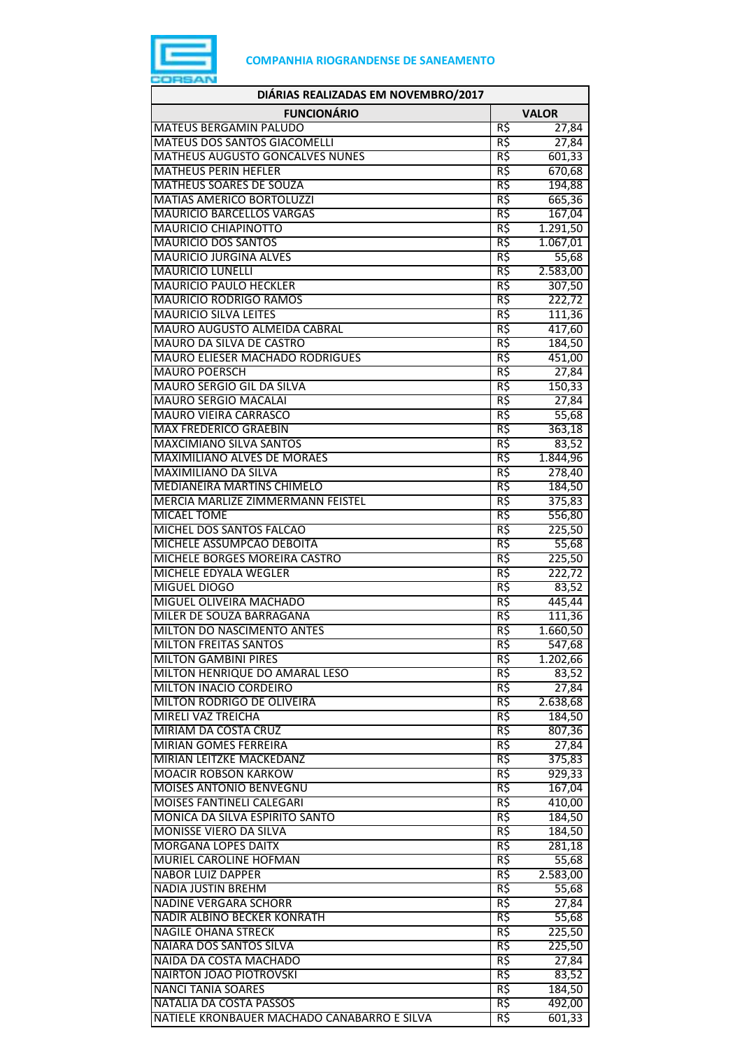**COMPANHIA RIOGRANDENSE DE SANEAMENTO**

| DIÁRIAS REALIZADAS EM NOVEMBRO/2017 | | |
|---|---|---|
| **FUNCIONÁRIO** | **VALOR** | |
| MATEUS BERGAMIN PALUDO | R$ | 27,84 |
| MATEUS DOS SANTOS GIACOMELLI | R$ | 27,84 |
| MATHEUS AUGUSTO GONCALVES NUNES | R$ | 601,33 |
| MATHEUS PERIN HEFLER | R$ | 670,68 |
| MATHEUS SOARES DE SOUZA | R$ | 194,88 |
| MATIAS AMERICO BORTOLUZZI | R$ | 665,36 |
| MAURICIO BARCELLOS VARGAS | R$ | 167,04 |
| MAURICIO CHIAPINOTTO | R$ | 1.291,50 |
| MAURICIO DOS SANTOS | R$ | 1.067,01 |
| MAURICIO JURGINA ALVES | R$ | 55,68 |
| MAURICIO LUNELLI | R$ | 2.583,00 |
| MAURICIO PAULO HECKLER | R$ | 307,50 |
| MAURICIO RODRIGO RAMOS | R$ | 222,72 |
| MAURICIO SILVA LEITES | R$ | 111,36 |
| MAURO AUGUSTO ALMEIDA CABRAL | R$ | 417,60 |
| MAURO DA SILVA DE CASTRO | R$ | 184,50 |
| MAURO ELIESER MACHADO RODRIGUES | R$ | 451,00 |
| MAURO POERSCH | R$ | 27,84 |
| MAURO SERGIO GIL DA SILVA | R$ | 150,33 |
| MAURO SERGIO MACALAI | R$ | 27,84 |
| MAURO VIEIRA CARRASCO | R$ | 55,68 |
| MAX FREDERICO GRAEBIN | R$ | 363,18 |
| MAXCIMIANO SILVA SANTOS | R$ | 83,52 |
| MAXIMILIANO ALVES DE MORAES | R$ | 1.844,96 |
| MAXIMILIANO DA SILVA | R$ | 278,40 |
| MEDIANEIRA MARTINS CHIMELO | R$ | 184,50 |
| MERCIA MARLIZE ZIMMERMANN FEISTEL | R$ | 375,83 |
| MICAEL TOME | R$ | 556,80 |
| MICHEL DOS SANTOS FALCAO | R$ | 225,50 |
| MICHELE ASSUMPCAO DEBOITA | R$ | 55,68 |
| MICHELE BORGES MOREIRA CASTRO | R$ | 225,50 |
| MICHELE EDYALA WEGLER | R$ | 222,72 |
| MIGUEL DIOGO | R$ | 83,52 |
| MIGUEL OLIVEIRA MACHADO | R$ | 445,44 |
| MILER DE SOUZA BARRAGANA | R$ | 111,36 |
| MILTON DO NASCIMENTO ANTES | R$ | 1.660,50 |
| MILTON FREITAS SANTOS | R$ | 547,68 |
| MILTON GAMBINI PIRES | R$ | 1.202,66 |
| MILTON HENRIQUE DO AMARAL LESO | R$ | 83,52 |
| MILTON INACIO CORDEIRO | R$ | 27,84 |
| MILTON RODRIGO DE OLIVEIRA | R$ | 2.638,68 |
| MIRELI VAZ TREICHA | R$ | 184,50 |
| MIRIAM DA COSTA CRUZ | R$ | 807,36 |
| MIRIAN GOMES FERREIRA | R$ | 27,84 |
| MIRIAN LEITZKE MACKEDANZ | R$ | 375,83 |
| MOACIR ROBSON KARKOW | R$ | 929,33 |
| MOISES ANTONIO BENVEGNU | R$ | 167,04 |
| MOISES FANTINELI CALEGARI | R$ | 410,00 |
| MONICA DA SILVA ESPIRITO SANTO | R$ | 184,50 |
| MONISSE VIERO DA SILVA | R$ | 184,50 |
| MORGANA LOPES DAITX | R$ | 281,18 |
| MURIEL CAROLINE HOFMAN | R$ | 55,68 |
| NABOR LUIZ DAPPER | R$ | 2.583,00 |
| NADIA JUSTIN BREHM | R$ | 55,68 |
| NADINE VERGARA SCHORR | R$ | 27,84 |
| NADIR ALBINO BECKER KONRATH | R$ | 55,68 |
| NAGILE OHANA STRECK | R$ | 225,50 |
| NAIARA DOS SANTOS SILVA | R$ | 225,50 |
| NAIDA DA COSTA MACHADO | R$ | 27,84 |
| NAIRTON JOAO PIOTROVSKI | R$ | 83,52 |
| NANCI TANIA SOARES | R$ | 184,50 |
| NATALIA DA COSTA PASSOS | R$ | 492,00 |
| NATIELE KRONBAUER MACHADO CANABARRO E SILVA | R$ | 601,33 |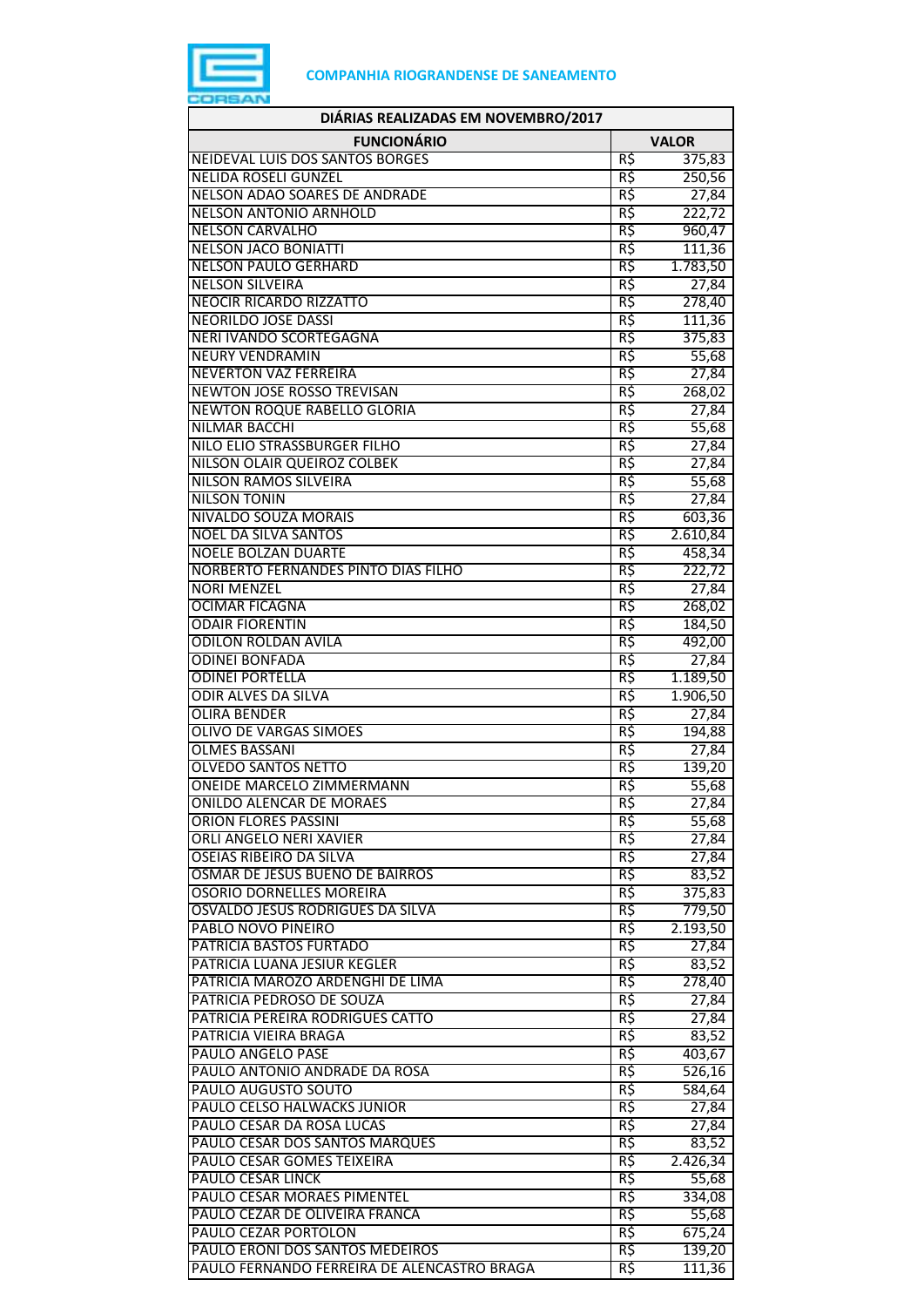**COMPANHIA RIOGRANDENSE DE SANEAMENTO**

| DIÁRIAS REALIZADAS EM NOVEMBRO/2017 | | |
|---|---|---|
| **FUNCIONÁRIO** | **VALOR** | |
| NEIDEVAL LUIS DOS SANTOS BORGES | R$ | 375,83 |
| NELIDA ROSELI GUNZEL | R$ | 250,56 |
| NELSON ADAO SOARES DE ANDRADE | R$ | 27,84 |
| NELSON ANTONIO ARNHOLD | R$ | 222,72 |
| NELSON CARVALHO | R$ | 960,47 |
| NELSON JACO BONIATTI | R$ | 111,36 |
| NELSON PAULO GERHARD | R$ | 1.783,50 |
| NELSON SILVEIRA | R$ | 27,84 |
| NEOCIR RICARDO RIZZATTO | R$ | 278,40 |
| NEORILDO JOSE DASSI | R$ | 111,36 |
| NERI IVANDO SCORTEGAGNA | R$ | 375,83 |
| NEURY VENDRAMIN | R$ | 55,68 |
| NEVERTON VAZ FERREIRA | R$ | 27,84 |
| NEWTON JOSE ROSSO TREVISAN | R$ | 268,02 |
| NEWTON ROQUE RABELLO GLORIA | R$ | 27,84 |
| NILMAR BACCHI | R$ | 55,68 |
| NILO ELIO STRASSBURGER FILHO | R$ | 27,84 |
| NILSON OLAIR QUEIROZ COLBEK | R$ | 27,84 |
| NILSON RAMOS SILVEIRA | R$ | 55,68 |
| NILSON TONIN | R$ | 27,84 |
| NIVALDO SOUZA MORAIS | R$ | 603,36 |
| NOEL DA SILVA SANTOS | R$ | 2.610,84 |
| NOELE BOLZAN DUARTE | R$ | 458,34 |
| NORBERTO FERNANDES PINTO DIAS FILHO | R$ | 222,72 |
| NORI MENZEL | R$ | 27,84 |
| OCIMAR FICAGNA | R$ | 268,02 |
| ODAIR FIORENTIN | R$ | 184,50 |
| ODILON ROLDAN AVILA | R$ | 492,00 |
| ODINEI BONFADA | R$ | 27,84 |
| ODINEI PORTELLA | R$ | 1.189,50 |
| ODIR ALVES DA SILVA | R$ | 1.906,50 |
| OLIRA BENDER | R$ | 27,84 |
| OLIVO DE VARGAS SIMOES | R$ | 194,88 |
| OLMES BASSANI | R$ | 27,84 |
| OLVEDO SANTOS NETTO | R$ | 139,20 |
| ONEIDE MARCELO ZIMMERMANN | R$ | 55,68 |
| ONILDO ALENCAR DE MORAES | R$ | 27,84 |
| ORION FLORES PASSINI | R$ | 55,68 |
| ORLI ANGELO NERI XAVIER | R$ | 27,84 |
| OSEIAS RIBEIRO DA SILVA | R$ | 27,84 |
| OSMAR DE JESUS BUENO DE BAIRROS | R$ | 83,52 |
| OSORIO DORNELLES MOREIRA | R$ | 375,83 |
| OSVALDO JESUS RODRIGUES DA SILVA | R$ | 779,50 |
| PABLO NOVO PINEIRO | R$ | 2.193,50 |
| PATRICIA BASTOS FURTADO | R$ | 27,84 |
| PATRICIA LUANA JESIUR KEGLER | R$ | 83,52 |
| PATRICIA MAROZO ARDENGHI DE LIMA | R$ | 278,40 |
| PATRICIA PEDROSO DE SOUZA | R$ | 27,84 |
| PATRICIA PEREIRA RODRIGUES CATTO | R$ | 27,84 |
| PATRICIA VIEIRA BRAGA | R$ | 83,52 |
| PAULO ANGELO PASE | R$ | 403,67 |
| PAULO ANTONIO ANDRADE DA ROSA | R$ | 526,16 |
| PAULO AUGUSTO SOUTO | R$ | 584,64 |
| PAULO CELSO HALWACKS JUNIOR | R$ | 27,84 |
| PAULO CESAR DA ROSA LUCAS | R$ | 27,84 |
| PAULO CESAR DOS SANTOS MARQUES | R$ | 83,52 |
| PAULO CESAR GOMES TEIXEIRA | R$ | 2.426,34 |
| PAULO CESAR LINCK | R$ | 55,68 |
| PAULO CESAR MORAES PIMENTEL | R$ | 334,08 |
| PAULO CEZAR DE OLIVEIRA FRANCA | R$ | 55,68 |
| PAULO CEZAR PORTOLON | R$ | 675,24 |
| PAULO ERONI DOS SANTOS MEDEIROS | R$ | 139,20 |
| PAULO FERNANDO FERREIRA DE ALENCASTRO BRAGA | R$ | 111,36 |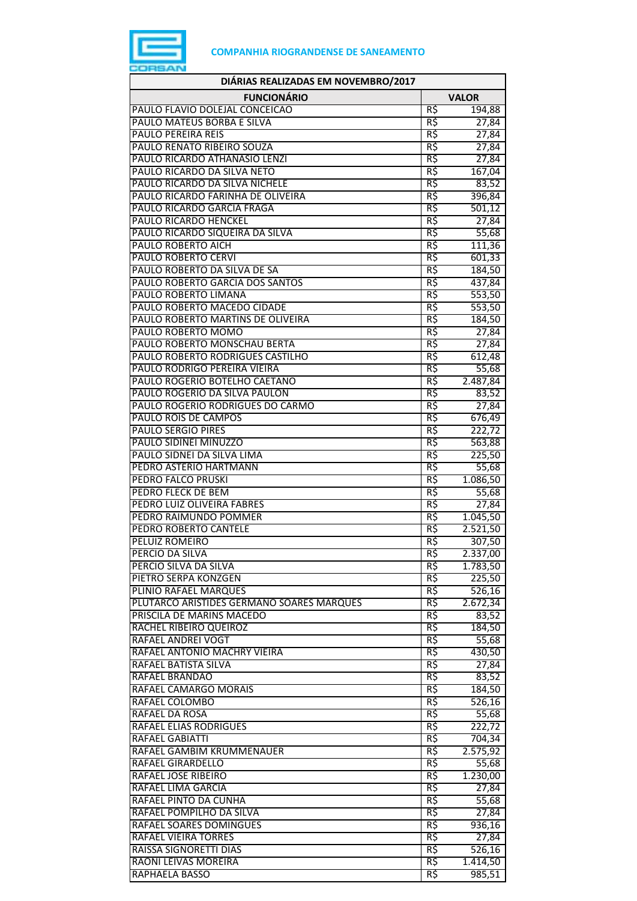**COMPANHIA RIOGRANDENSE DE SANEAMENTO**

| DIÁRIAS REALIZADAS EM NOVEMBRO/2017 | | |
|---|---|---|
| **FUNCIONÁRIO** | **VALOR** | |
| PAULO FLAVIO DOLEJAL CONCEICAO | R$ | 194,88 |
| PAULO MATEUS BORBA E SILVA | R$ | 27,84 |
| PAULO PEREIRA REIS | R$ | 27,84 |
| PAULO RENATO RIBEIRO SOUZA | R$ | 27,84 |
| PAULO RICARDO ATHANASIO LENZI | R$ | 27,84 |
| PAULO RICARDO DA SILVA NETO | R$ | 167,04 |
| PAULO RICARDO DA SILVA NICHELE | R$ | 83,52 |
| PAULO RICARDO FARINHA DE OLIVEIRA | R$ | 396,84 |
| PAULO RICARDO GARCIA FRAGA | R$ | 501,12 |
| PAULO RICARDO HENCKEL | R$ | 27,84 |
| PAULO RICARDO SIQUEIRA DA SILVA | R$ | 55,68 |
| PAULO ROBERTO AICH | R$ | 111,36 |
| PAULO ROBERTO CERVI | R$ | 601,33 |
| PAULO ROBERTO DA SILVA DE SA | R$ | 184,50 |
| PAULO ROBERTO GARCIA DOS SANTOS | R$ | 437,84 |
| PAULO ROBERTO LIMANA | R$ | 553,50 |
| PAULO ROBERTO MACEDO CIDADE | R$ | 553,50 |
| PAULO ROBERTO MARTINS DE OLIVEIRA | R$ | 184,50 |
| PAULO ROBERTO MOMO | R$ | 27,84 |
| PAULO ROBERTO MONSCHAU BERTA | R$ | 27,84 |
| PAULO ROBERTO RODRIGUES CASTILHO | R$ | 612,48 |
| PAULO RODRIGO PEREIRA VIEIRA | R$ | 55,68 |
| PAULO ROGERIO BOTELHO CAETANO | R$ | 2.487,84 |
| PAULO ROGERIO DA SILVA PAULON | R$ | 83,52 |
| PAULO ROGERIO RODRIGUES DO CARMO | R$ | 27,84 |
| PAULO ROIS DE CAMPOS | R$ | 676,49 |
| PAULO SERGIO PIRES | R$ | 222,72 |
| PAULO SIDINEI MINUZZO | R$ | 563,88 |
| PAULO SIDNEI DA SILVA LIMA | R$ | 225,50 |
| PEDRO ASTERIO HARTMANN | R$ | 55,68 |
| PEDRO FALCO PRUSKI | R$ | 1.086,50 |
| PEDRO FLECK DE BEM | R$ | 55,68 |
| PEDRO LUIZ OLIVEIRA FABRES | R$ | 27,84 |
| PEDRO RAIMUNDO POMMER | R$ | 1.045,50 |
| PEDRO ROBERTO CANTELE | R$ | 2.521,50 |
| PELUIZ ROMEIRO | R$ | 307,50 |
| PERCIO DA SILVA | R$ | 2.337,00 |
| PERCIO SILVA DA SILVA | R$ | 1.783,50 |
| PIETRO SERPA KONZGEN | R$ | 225,50 |
| PLINIO RAFAEL MARQUES | R$ | 526,16 |
| PLUTARCO ARISTIDES GERMANO SOARES MARQUES | R$ | 2.672,34 |
| PRISCILA DE MARINS MACEDO | R$ | 83,52 |
| RACHEL RIBEIRO QUEIROZ | R$ | 184,50 |
| RAFAEL ANDREI VOGT | R$ | 55,68 |
| RAFAEL ANTONIO MACHRY VIEIRA | R$ | 430,50 |
| RAFAEL BATISTA SILVA | R$ | 27,84 |
| RAFAEL BRANDAO | R$ | 83,52 |
| RAFAEL CAMARGO MORAIS | R$ | 184,50 |
| RAFAEL COLOMBO | R$ | 526,16 |
| RAFAEL DA ROSA | R$ | 55,68 |
| RAFAEL ELIAS RODRIGUES | R$ | 222,72 |
| RAFAEL GABIATTI | R$ | 704,34 |
| RAFAEL GAMBIM KRUMMENAUER | R$ | 2.575,92 |
| RAFAEL GIRARDELLO | R$ | 55,68 |
| RAFAEL JOSE RIBEIRO | R$ | 1.230,00 |
| RAFAEL LIMA GARCIA | R$ | 27,84 |
| RAFAEL PINTO DA CUNHA | R$ | 55,68 |
| RAFAEL POMPILHO DA SILVA | R$ | 27,84 |
| RAFAEL SOARES DOMINGUES | R$ | 936,16 |
| RAFAEL VIEIRA TORRES | R$ | 27,84 |
| RAISSA SIGNORETTI DIAS | R$ | 526,16 |
| RAONI LEIVAS MOREIRA | R$ | 1.414,50 |
| RAPHAELA BASSO | R$ | 985,51 |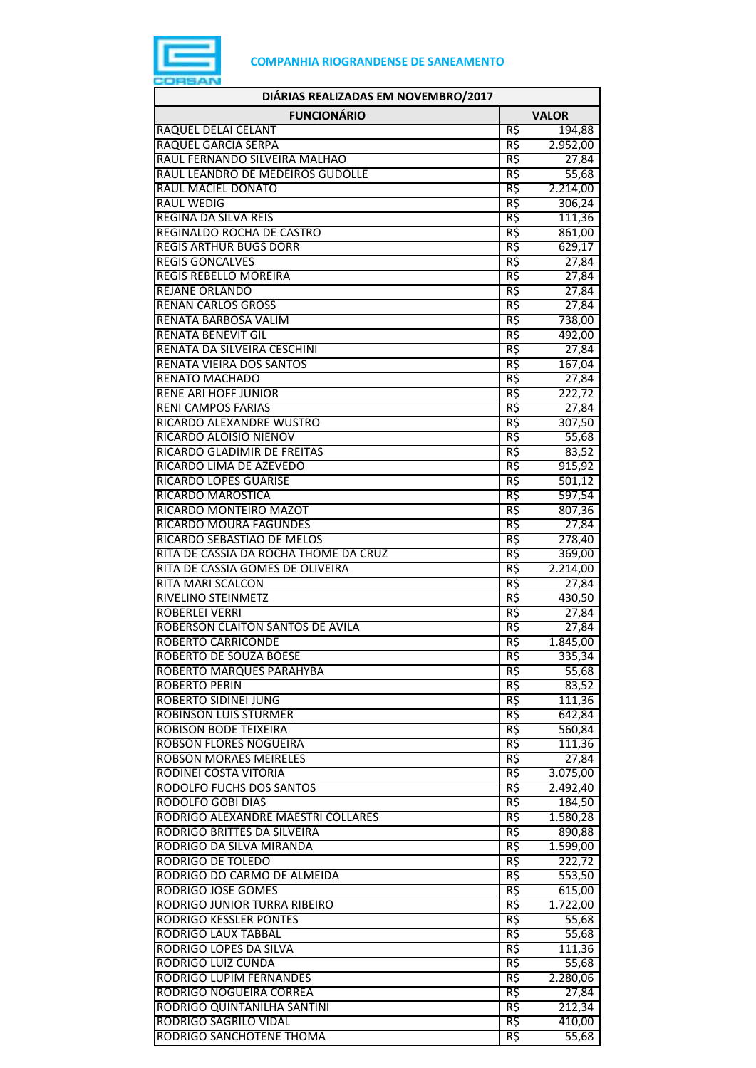**COMPANHIA RIOGRANDENSE DE SANEAMENTO**

| DIÁRIAS REALIZADAS EM NOVEMBRO/2017 | | |
|---|---|---|
| **FUNCIONÁRIO** | **VALOR** | |
| RAQUEL DELAI CELANT | R$ | 194,88 |
| RAQUEL GARCIA SERPA | R$ | 2.952,00 |
| RAUL FERNANDO SILVEIRA MALHAO | R$ | 27,84 |
| RAUL LEANDRO DE MEDEIROS GUDOLLE | R$ | 55,68 |
| RAUL MACIEL DONATO | R$ | 2.214,00 |
| RAUL WEDIG | R$ | 306,24 |
| REGINA DA SILVA REIS | R$ | 111,36 |
| REGINALDO ROCHA DE CASTRO | R$ | 861,00 |
| REGIS ARTHUR BUGS DORR | R$ | 629,17 |
| REGIS GONCALVES | R$ | 27,84 |
| REGIS REBELLO MOREIRA | R$ | 27,84 |
| REJANE ORLANDO | R$ | 27,84 |
| RENAN CARLOS GROSS | R$ | 27,84 |
| RENATA BARBOSA VALIM | R$ | 738,00 |
| RENATA BENEVIT GIL | R$ | 492,00 |
| RENATA DA SILVEIRA CESCHINI | R$ | 27,84 |
| RENATA VIEIRA DOS SANTOS | R$ | 167,04 |
| RENATO MACHADO | R$ | 27,84 |
| RENE ARI HOFF JUNIOR | R$ | 222,72 |
| RENI CAMPOS FARIAS | R$ | 27,84 |
| RICARDO ALEXANDRE WUSTRO | R$ | 307,50 |
| RICARDO ALOISIO NIENOV | R$ | 55,68 |
| RICARDO GLADIMIR DE FREITAS | R$ | 83,52 |
| RICARDO LIMA DE AZEVEDO | R$ | 915,92 |
| RICARDO LOPES GUARISE | R$ | 501,12 |
| RICARDO MAROSTICA | R$ | 597,54 |
| RICARDO MONTEIRO MAZOT | R$ | 807,36 |
| RICARDO MOURA FAGUNDES | R$ | 27,84 |
| RICARDO SEBASTIAO DE MELOS | R$ | 278,40 |
| RITA DE CASSIA DA ROCHA THOME DA CRUZ | R$ | 369,00 |
| RITA DE CASSIA GOMES DE OLIVEIRA | R$ | 2.214,00 |
| RITA MARI SCALCON | R$ | 27,84 |
| RIVELINO STEINMETZ | R$ | 430,50 |
| ROBERLEI VERRI | R$ | 27,84 |
| ROBERSON CLAITON SANTOS DE AVILA | R$ | 27,84 |
| ROBERTO CARRICONDE | R$ | 1.845,00 |
| ROBERTO DE SOUZA BOESE | R$ | 335,34 |
| ROBERTO MARQUES PARAHYBA | R$ | 55,68 |
| ROBERTO PERIN | R$ | 83,52 |
| ROBERTO SIDINEI JUNG | R$ | 111,36 |
| ROBINSON LUIS STURMER | R$ | 642,84 |
| ROBISON BODE TEIXEIRA | R$ | 560,84 |
| ROBSON FLORES NOGUEIRA | R$ | 111,36 |
| ROBSON MORAES MEIRELES | R$ | 27,84 |
| RODINEI COSTA VITORIA | R$ | 3.075,00 |
| RODOLFO FUCHS DOS SANTOS | R$ | 2.492,40 |
| RODOLFO GOBI DIAS | R$ | 184,50 |
| RODRIGO ALEXANDRE MAESTRI COLLARES | R$ | 1.580,28 |
| RODRIGO BRITTES DA SILVEIRA | R$ | 890,88 |
| RODRIGO DA SILVA MIRANDA | R$ | 1.599,00 |
| RODRIGO DE TOLEDO | R$ | 222,72 |
| RODRIGO DO CARMO DE ALMEIDA | R$ | 553,50 |
| RODRIGO JOSE GOMES | R$ | 615,00 |
| RODRIGO JUNIOR TURRA RIBEIRO | R$ | 1.722,00 |
| RODRIGO KESSLER PONTES | R$ | 55,68 |
| RODRIGO LAUX TABBAL | R$ | 55,68 |
| RODRIGO LOPES DA SILVA | R$ | 111,36 |
| RODRIGO LUIZ CUNDA | R$ | 55,68 |
| RODRIGO LUPIM FERNANDES | R$ | 2.280,06 |
| RODRIGO NOGUEIRA CORREA | R$ | 27,84 |
| RODRIGO QUINTANILHA SANTINI | R$ | 212,34 |
| RODRIGO SAGRILO VIDAL | R$ | 410,00 |
| RODRIGO SANCHOTENE THOMA | R$ | 55,68 |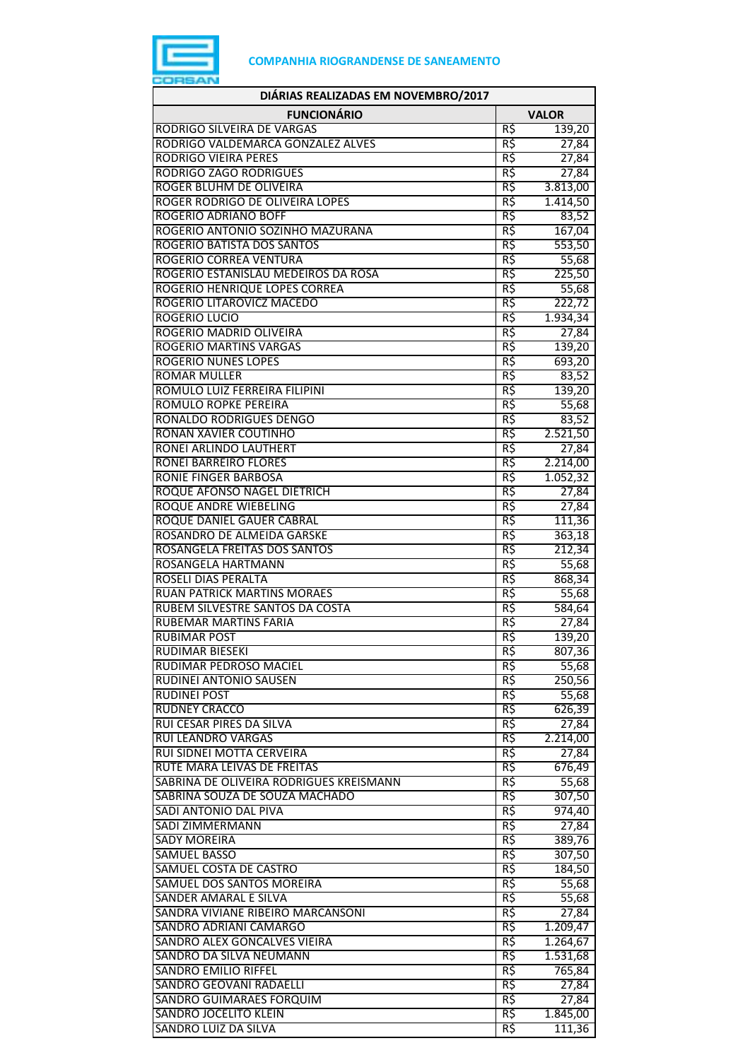**COMPANHIA RIOGRANDENSE DE SANEAMENTO**

| DIÁRIAS REALIZADAS EM NOVEMBRO/2017 | | |
|---|---|---|
| **FUNCIONÁRIO** | **VALOR** | |
| RODRIGO SILVEIRA DE VARGAS | R$ | 139,20 |
| RODRIGO VALDEMARCA GONZALEZ ALVES | R$ | 27,84 |
| RODRIGO VIEIRA PERES | R$ | 27,84 |
| RODRIGO ZAGO RODRIGUES | R$ | 27,84 |
| ROGER BLUHM DE OLIVEIRA | R$ | 3.813,00 |
| ROGER RODRIGO DE OLIVEIRA LOPES | R$ | 1.414,50 |
| ROGERIO ADRIANO BOFF | R$ | 83,52 |
| ROGERIO ANTONIO SOZINHO MAZURANA | R$ | 167,04 |
| ROGERIO BATISTA DOS SANTOS | R$ | 553,50 |
| ROGERIO CORREA VENTURA | R$ | 55,68 |
| ROGERIO ESTANISLAU MEDEIROS DA ROSA | R$ | 225,50 |
| ROGERIO HENRIQUE LOPES CORREA | R$ | 55,68 |
| ROGERIO LITAROVICZ MACEDO | R$ | 222,72 |
| ROGERIO LUCIO | R$ | 1.934,34 |
| ROGERIO MADRID OLIVEIRA | R$ | 27,84 |
| ROGERIO MARTINS VARGAS | R$ | 139,20 |
| ROGERIO NUNES LOPES | R$ | 693,20 |
| ROMAR MULLER | R$ | 83,52 |
| ROMULO LUIZ FERREIRA FILIPINI | R$ | 139,20 |
| ROMULO ROPKE PEREIRA | R$ | 55,68 |
| RONALDO RODRIGUES DENGO | R$ | 83,52 |
| RONAN XAVIER COUTINHO | R$ | 2.521,50 |
| RONEI ARLINDO LAUTHERT | R$ | 27,84 |
| RONEI BARREIRO FLORES | R$ | 2.214,00 |
| RONIE FINGER BARBOSA | R$ | 1.052,32 |
| ROQUE AFONSO NAGEL DIETRICH | R$ | 27,84 |
| ROQUE ANDRE WIEBELING | R$ | 27,84 |
| ROQUE DANIEL GAUER CABRAL | R$ | 111,36 |
| ROSANDRO DE ALMEIDA GARSKE | R$ | 363,18 |
| ROSANGELA FREITAS DOS SANTOS | R$ | 212,34 |
| ROSANGELA HARTMANN | R$ | 55,68 |
| ROSELI DIAS PERALTA | R$ | 868,34 |
| RUAN PATRICK MARTINS MORAES | R$ | 55,68 |
| RUBEM SILVESTRE SANTOS DA COSTA | R$ | 584,64 |
| RUBEMAR MARTINS FARIA | R$ | 27,84 |
| RUBIMAR POST | R$ | 139,20 |
| RUDIMAR BIESEKI | R$ | 807,36 |
| RUDIMAR PEDROSO MACIEL | R$ | 55,68 |
| RUDINEI ANTONIO SAUSEN | R$ | 250,56 |
| RUDINEI POST | R$ | 55,68 |
| RUDNEY CRACCO | R$ | 626,39 |
| RUI CESAR PIRES DA SILVA | R$ | 27,84 |
| RUI LEANDRO VARGAS | R$ | 2.214,00 |
| RUI SIDNEI MOTTA CERVEIRA | R$ | 27,84 |
| RUTE MARA LEIVAS DE FREITAS | R$ | 676,49 |
| SABRINA DE OLIVEIRA RODRIGUES KREISMANN | R$ | 55,68 |
| SABRINA SOUZA DE SOUZA MACHADO | R$ | 307,50 |
| SADI ANTONIO DAL PIVA | R$ | 974,40 |
| SADI ZIMMERMANN | R$ | 27,84 |
| SADY MOREIRA | R$ | 389,76 |
| SAMUEL BASSO | R$ | 307,50 |
| SAMUEL COSTA DE CASTRO | R$ | 184,50 |
| SAMUEL DOS SANTOS MOREIRA | R$ | 55,68 |
| SANDER AMARAL E SILVA | R$ | 55,68 |
| SANDRA VIVIANE RIBEIRO MARCANSONI | R$ | 27,84 |
| SANDRO ADRIANI CAMARGO | R$ | 1.209,47 |
| SANDRO ALEX GONCALVES VIEIRA | R$ | 1.264,67 |
| SANDRO DA SILVA NEUMANN | R$ | 1.531,68 |
| SANDRO EMILIO RIFFEL | R$ | 765,84 |
| SANDRO GEOVANI RADAELLI | R$ | 27,84 |
| SANDRO GUIMARAES FORQUIM | R$ | 27,84 |
| SANDRO JOCELITO KLEIN | R$ | 1.845,00 |
| SANDRO LUIZ DA SILVA | R$ | 111,36 |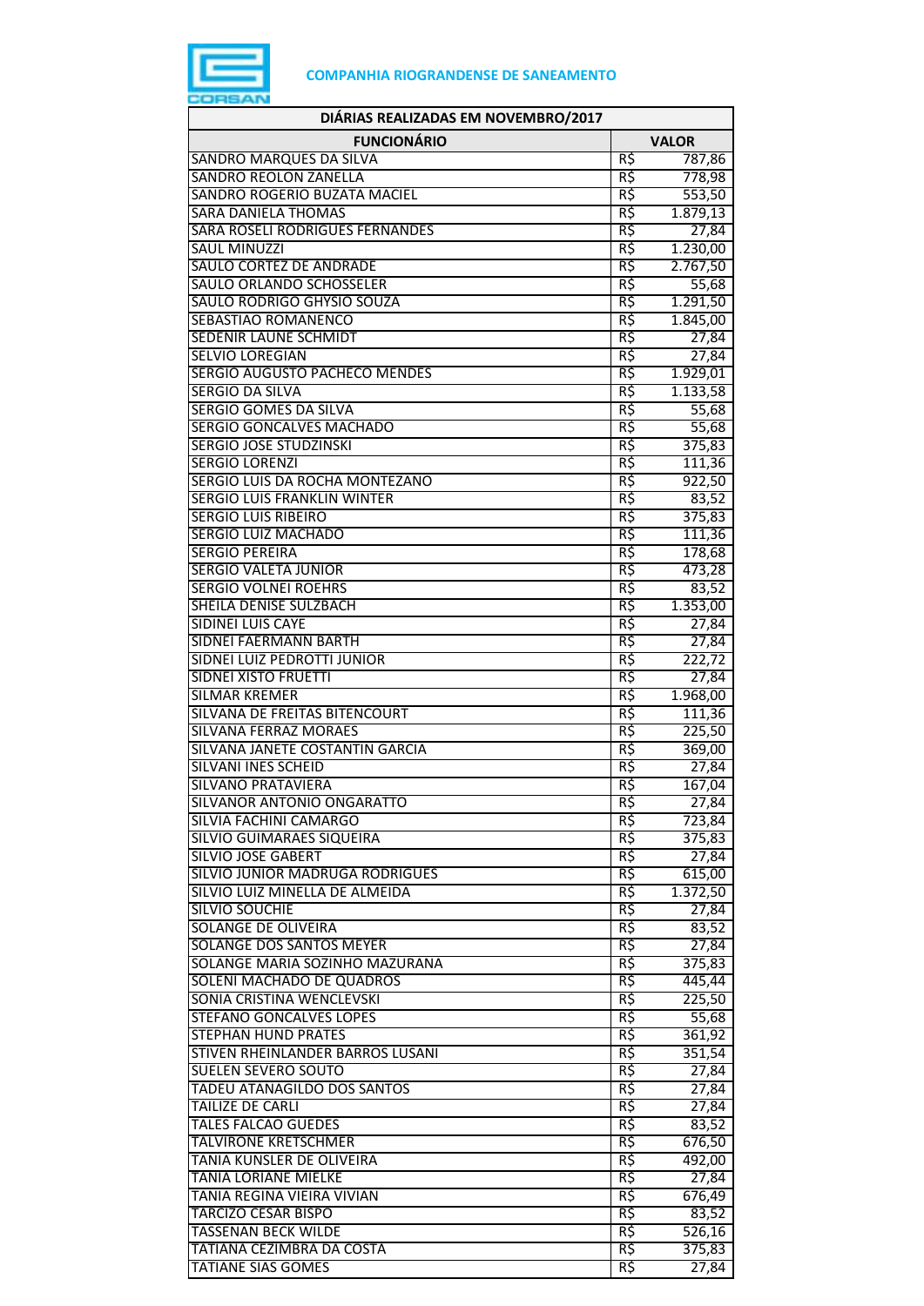**COMPANHIA RIOGRANDENSE DE SANEAMENTO**

| DIÁRIAS REALIZADAS EM NOVEMBRO/2017 | | |
|---|---|---|
| **FUNCIONÁRIO** | **VALOR** | |
| SANDRO MARQUES DA SILVA | R$ | 787,86 |
| SANDRO REOLON ZANELLA | R$ | 778,98 |
| SANDRO ROGERIO BUZATA MACIEL | R$ | 553,50 |
| SARA DANIELA THOMAS | R$ | 1.879,13 |
| SARA ROSELI RODRIGUES FERNANDES | R$ | 27,84 |
| SAUL MINUZZI | R$ | 1.230,00 |
| SAULO CORTEZ DE ANDRADE | R$ | 2.767,50 |
| SAULO ORLANDO SCHOSSELER | R$ | 55,68 |
| SAULO RODRIGO GHYSIO SOUZA | R$ | 1.291,50 |
| SEBASTIAO ROMANENCO | R$ | 1.845,00 |
| SEDENIR LAUNE SCHMIDT | R$ | 27,84 |
| SELVIO LOREGIAN | R$ | 27,84 |
| SERGIO AUGUSTO PACHECO MENDES | R$ | 1.929,01 |
| SERGIO DA SILVA | R$ | 1.133,58 |
| SERGIO GOMES DA SILVA | R$ | 55,68 |
| SERGIO GONCALVES MACHADO | R$ | 55,68 |
| SERGIO JOSE STUDZINSKI | R$ | 375,83 |
| SERGIO LORENZI | R$ | 111,36 |
| SERGIO LUIS DA ROCHA MONTEZANO | R$ | 922,50 |
| SERGIO LUIS FRANKLIN WINTER | R$ | 83,52 |
| SERGIO LUIS RIBEIRO | R$ | 375,83 |
| SERGIO LUIZ MACHADO | R$ | 111,36 |
| SERGIO PEREIRA | R$ | 178,68 |
| SERGIO VALETA JUNIOR | R$ | 473,28 |
| SERGIO VOLNEI ROEHRS | R$ | 83,52 |
| SHEILA DENISE SULZBACH | R$ | 1.353,00 |
| SIDINEI LUIS CAYE | R$ | 27,84 |
| SIDNEI FAERMANN BARTH | R$ | 27,84 |
| SIDNEI LUIZ PEDROTTI JUNIOR | R$ | 222,72 |
| SIDNEI XISTO FRUETTI | R$ | 27,84 |
| SILMAR KREMER | R$ | 1.968,00 |
| SILVANA DE FREITAS BITENCOURT | R$ | 111,36 |
| SILVANA FERRAZ MORAES | R$ | 225,50 |
| SILVANA JANETE COSTANTIN GARCIA | R$ | 369,00 |
| SILVANI INES SCHEID | R$ | 27,84 |
| SILVANO PRATAVIERA | R$ | 167,04 |
| SILVANOR ANTONIO ONGARATTO | R$ | 27,84 |
| SILVIA FACHINI CAMARGO | R$ | 723,84 |
| SILVIO GUIMARAES SIQUEIRA | R$ | 375,83 |
| SILVIO JOSE GABERT | R$ | 27,84 |
| SILVIO JUNIOR MADRUGA RODRIGUES | R$ | 615,00 |
| SILVIO LUIZ MINELLA DE ALMEIDA | R$ | 1.372,50 |
| SILVIO SOUCHIE | R$ | 27,84 |
| SOLANGE DE OLIVEIRA | R$ | 83,52 |
| SOLANGE DOS SANTOS MEYER | R$ | 27,84 |
| SOLANGE MARIA SOZINHO MAZURANA | R$ | 375,83 |
| SOLENI MACHADO DE QUADROS | R$ | 445,44 |
| SONIA CRISTINA WENCLEVSKI | R$ | 225,50 |
| STEFANO GONCALVES LOPES | R$ | 55,68 |
| STEPHAN HUND PRATES | R$ | 361,92 |
| STIVEN RHEINLANDER BARROS LUSANI | R$ | 351,54 |
| SUELEN SEVERO SOUTO | R$ | 27,84 |
| TADEU ATANAGILDO DOS SANTOS | R$ | 27,84 |
| TAILIZE DE CARLI | R$ | 27,84 |
| TALES FALCAO GUEDES | R$ | 83,52 |
| TALVIRONE KRETSCHMER | R$ | 676,50 |
| TANIA KUNSLER DE OLIVEIRA | R$ | 492,00 |
| TANIA LORIANE MIELKE | R$ | 27,84 |
| TANIA REGINA VIEIRA VIVIAN | R$ | 676,49 |
| TARCIZO CESAR BISPO | R$ | 83,52 |
| TASSENAN BECK WILDE | R$ | 526,16 |
| TATIANA CEZIMBRA DA COSTA | R$ | 375,83 |
| TATIANE SIAS GOMES | R$ | 27,84 |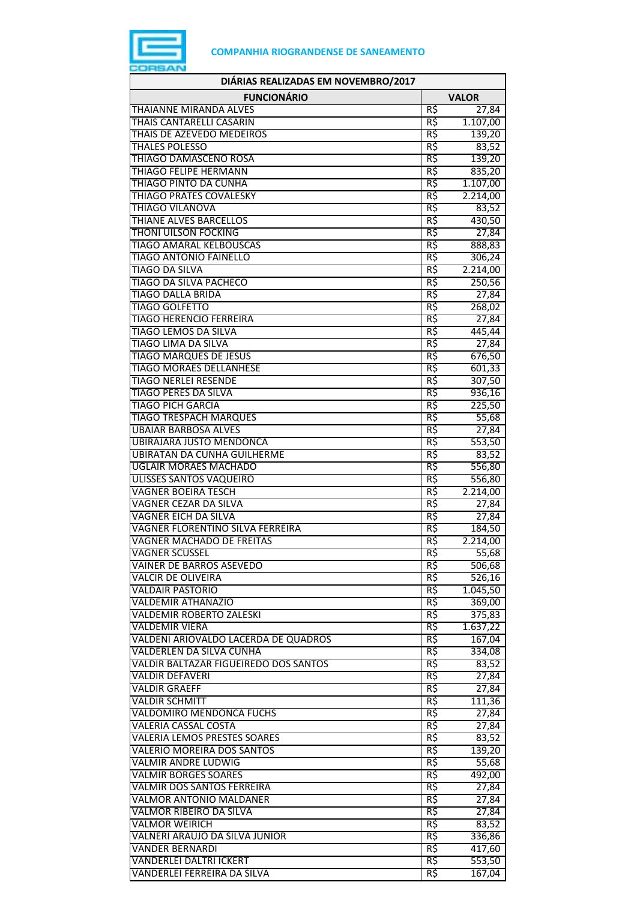COMPANHIA RIOGRANDENSE DE SANEAMENTO

| DIÁRIAS REALIZADAS EM NOVEMBRO/2017 | | |
|---|---|---|
| FUNCIONÁRIO | VALOR | |
| THAIANNE MIRANDA ALVES | R$ | 27,84 |
| THAIS CANTARELLI CASARIN | R$ | 1.107,00 |
| THAIS DE AZEVEDO MEDEIROS | R$ | 139,20 |
| THALES POLESSO | R$ | 83,52 |
| THIAGO DAMASCENO ROSA | R$ | 139,20 |
| THIAGO FELIPE HERMANN | R$ | 835,20 |
| THIAGO PINTO DA CUNHA | R$ | 1.107,00 |
| THIAGO PRATES COVALESKY | R$ | 2.214,00 |
| THIAGO VILANOVA | R$ | 83,52 |
| THIANE ALVES BARCELLOS | R$ | 430,50 |
| THONI UILSON FOCKING | R$ | 27,84 |
| TIAGO AMARAL KELBOUSCAS | R$ | 888,83 |
| TIAGO ANTONIO FAINELLO | R$ | 306,24 |
| TIAGO DA SILVA | R$ | 2.214,00 |
| TIAGO DA SILVA PACHECO | R$ | 250,56 |
| TIAGO DALLA BRIDA | R$ | 27,84 |
| TIAGO GOLFETTO | R$ | 268,02 |
| TIAGO HERENCIO FERREIRA | R$ | 27,84 |
| TIAGO LEMOS DA SILVA | R$ | 445,44 |
| TIAGO LIMA DA SILVA | R$ | 27,84 |
| TIAGO MARQUES DE JESUS | R$ | 676,50 |
| TIAGO MORAES DELLANHESE | R$ | 601,33 |
| TIAGO NERLEI RESENDE | R$ | 307,50 |
| TIAGO PERES DA SILVA | R$ | 936,16 |
| TIAGO PICH GARCIA | R$ | 225,50 |
| TIAGO TRESPACH MARQUES | R$ | 55,68 |
| UBAIAR BARBOSA ALVES | R$ | 27,84 |
| UBIRAJARA JUSTO MENDONCA | R$ | 553,50 |
| UBIRATAN DA CUNHA GUILHERME | R$ | 83,52 |
| UGLAIR MORAES MACHADO | R$ | 556,80 |
| ULISSES SANTOS VAQUEIRO | R$ | 556,80 |
| VAGNER BOEIRA TESCH | R$ | 2.214,00 |
| VAGNER CEZAR DA SILVA | R$ | 27,84 |
| VAGNER EICH DA SILVA | R$ | 27,84 |
| VAGNER FLORENTINO SILVA FERREIRA | R$ | 184,50 |
| VAGNER MACHADO DE FREITAS | R$ | 2.214,00 |
| VAGNER SCUSSEL | R$ | 55,68 |
| VAINER DE BARROS ASEVEDO | R$ | 506,68 |
| VALCIR DE OLIVEIRA | R$ | 526,16 |
| VALDAIR PASTORIO | R$ | 1.045,50 |
| VALDEMIR ATHANAZIO | R$ | 369,00 |
| VALDEMIR ROBERTO ZALESKI | R$ | 375,83 |
| VALDEMIR VIERA | R$ | 1.637,22 |
| VALDENI ARIOVALDO LACERDA DE QUADROS | R$ | 167,04 |
| VALDERLEN DA SILVA CUNHA | R$ | 334,08 |
| VALDIR BALTAZAR FIGUEIREDO DOS SANTOS | R$ | 83,52 |
| VALDIR DEFAVERI | R$ | 27,84 |
| VALDIR GRAEFF | R$ | 27,84 |
| VALDIR SCHMITT | R$ | 111,36 |
| VALDOMIRO MENDONCA FUCHS | R$ | 27,84 |
| VALERIA CASSAL COSTA | R$ | 27,84 |
| VALERIA LEMOS PRESTES SOARES | R$ | 83,52 |
| VALERIO MOREIRA DOS SANTOS | R$ | 139,20 |
| VALMIR ANDRE LUDWIG | R$ | 55,68 |
| VALMIR BORGES SOARES | R$ | 492,00 |
| VALMIR DOS SANTOS FERREIRA | R$ | 27,84 |
| VALMOR ANTONIO MALDANER | R$ | 27,84 |
| VALMOR RIBEIRO DA SILVA | R$ | 27,84 |
| VALMOR WEIRICH | R$ | 83,52 |
| VALNERI ARAUJO DA SILVA JUNIOR | R$ | 336,86 |
| VANDER BERNARDI | R$ | 417,60 |
| VANDERLEI DALTRI ICKERT | R$ | 553,50 |
| VANDERLEI FERREIRA DA SILVA | R$ | 167,04 |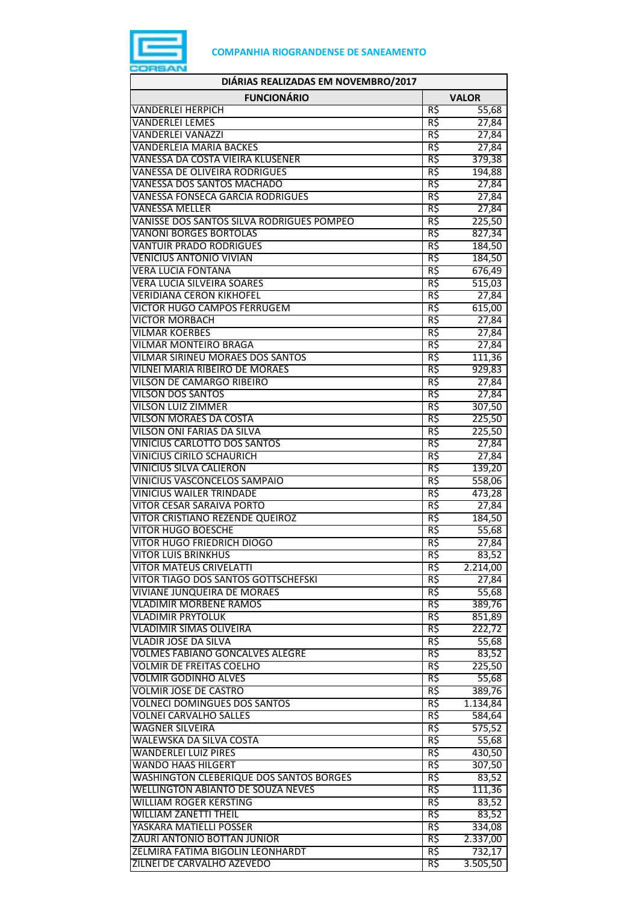**COMPANHIA RIOGRANDENSE DE SANEAMENTO**

| DIÁRIAS REALIZADAS EM NOVEMBRO/2017 | | |
|---|---|---|
| **FUNCIONÁRIO** | **VALOR** | |
| VANDERLEI HERPICH | R$ | 55,68 |
| VANDERLEI LEMES | R$ | 27,84 |
| VANDERLEI VANAZZI | R$ | 27,84 |
| VANDERLEIA MARIA BACKES | R$ | 27,84 |
| VANESSA DA COSTA VIEIRA KLUSENER | R$ | 379,38 |
| VANESSA DE OLIVEIRA RODRIGUES | R$ | 194,88 |
| VANESSA DOS SANTOS MACHADO | R$ | 27,84 |
| VANESSA FONSECA GARCIA RODRIGUES | R$ | 27,84 |
| VANESSA MELLER | R$ | 27,84 |
| VANISSE DOS SANTOS SILVA RODRIGUES POMPEO | R$ | 225,50 |
| VANONI BORGES BORTOLAS | R$ | 827,34 |
| VANTUIR PRADO RODRIGUES | R$ | 184,50 |
| VENICIUS ANTONIO VIVIAN | R$ | 184,50 |
| VERA LUCIA FONTANA | R$ | 676,49 |
| VERA LUCIA SILVEIRA SOARES | R$ | 515,03 |
| VERIDIANA CERON KIKHOFEL | R$ | 27,84 |
| VICTOR HUGO CAMPOS FERRUGEM | R$ | 615,00 |
| VICTOR MORBACH | R$ | 27,84 |
| VILMAR KOERBES | R$ | 27,84 |
| VILMAR MONTEIRO BRAGA | R$ | 27,84 |
| VILMAR SIRINEU MORAES DOS SANTOS | R$ | 111,36 |
| VILNEI MARIA RIBEIRO DE MORAES | R$ | 929,83 |
| VILSON DE CAMARGO RIBEIRO | R$ | 27,84 |
| VILSON DOS SANTOS | R$ | 27,84 |
| VILSON LUIZ ZIMMER | R$ | 307,50 |
| VILSON MORAES DA COSTA | R$ | 225,50 |
| VILSON ONI FARIAS DA SILVA | R$ | 225,50 |
| VINICIUS CARLOTTO DOS SANTOS | R$ | 27,84 |
| VINICIUS CIRILO SCHAURICH | R$ | 27,84 |
| VINICIUS SILVA CALIERON | R$ | 139,20 |
| VINICIUS VASCONCELOS SAMPAIO | R$ | 558,06 |
| VINICIUS WAILER TRINDADE | R$ | 473,28 |
| VITOR CESAR SARAIVA PORTO | R$ | 27,84 |
| VITOR CRISTIANO REZENDE QUEIROZ | R$ | 184,50 |
| VITOR HUGO BOESCHE | R$ | 55,68 |
| VITOR HUGO FRIEDRICH DIOGO | R$ | 27,84 |
| VITOR LUIS BRINKHUS | R$ | 83,52 |
| VITOR MATEUS CRIVELATTI | R$ | 2.214,00 |
| VITOR TIAGO DOS SANTOS GOTTSCHEFSKI | R$ | 27,84 |
| VIVIANE JUNQUEIRA DE MORAES | R$ | 55,68 |
| VLADIMIR MORBENE RAMOS | R$ | 389,76 |
| VLADIMIR PRYTOLUK | R$ | 851,89 |
| VLADIMIR SIMAS OLIVEIRA | R$ | 222,72 |
| VLADIR JOSE DA SILVA | R$ | 55,68 |
| VOLMES FABIANO GONCALVES ALEGRE | R$ | 83,52 |
| VOLMIR DE FREITAS COELHO | R$ | 225,50 |
| VOLMIR GODINHO ALVES | R$ | 55,68 |
| VOLMIR JOSE DE CASTRO | R$ | 389,76 |
| VOLNECI DOMINGUES DOS SANTOS | R$ | 1.134,84 |
| VOLNEI CARVALHO SALLES | R$ | 584,64 |
| WAGNER SILVEIRA | R$ | 575,52 |
| WALEWSKA DA SILVA COSTA | R$ | 55,68 |
| WANDERLEI LUIZ PIRES | R$ | 430,50 |
| WANDO HAAS HILGERT | R$ | 307,50 |
| WASHINGTON CLEBERIQUE DOS SANTOS BORGES | R$ | 83,52 |
| WELLINGTON ABIANTO DE SOUZA NEVES | R$ | 111,36 |
| WILLIAM ROGER KERSTING | R$ | 83,52 |
| WILLIAM ZANETTI THEIL | R$ | 83,52 |
| YASKARA MATIELLI POSSER | R$ | 334,08 |
| ZAURI ANTONIO BOTTAN JUNIOR | R$ | 2.337,00 |
| ZELMIRA FATIMA BIGOLIN LEONHARDT | R$ | 732,17 |
| ZILNEI DE CARVALHO AZEVEDO | R$ | 3.505,50 |